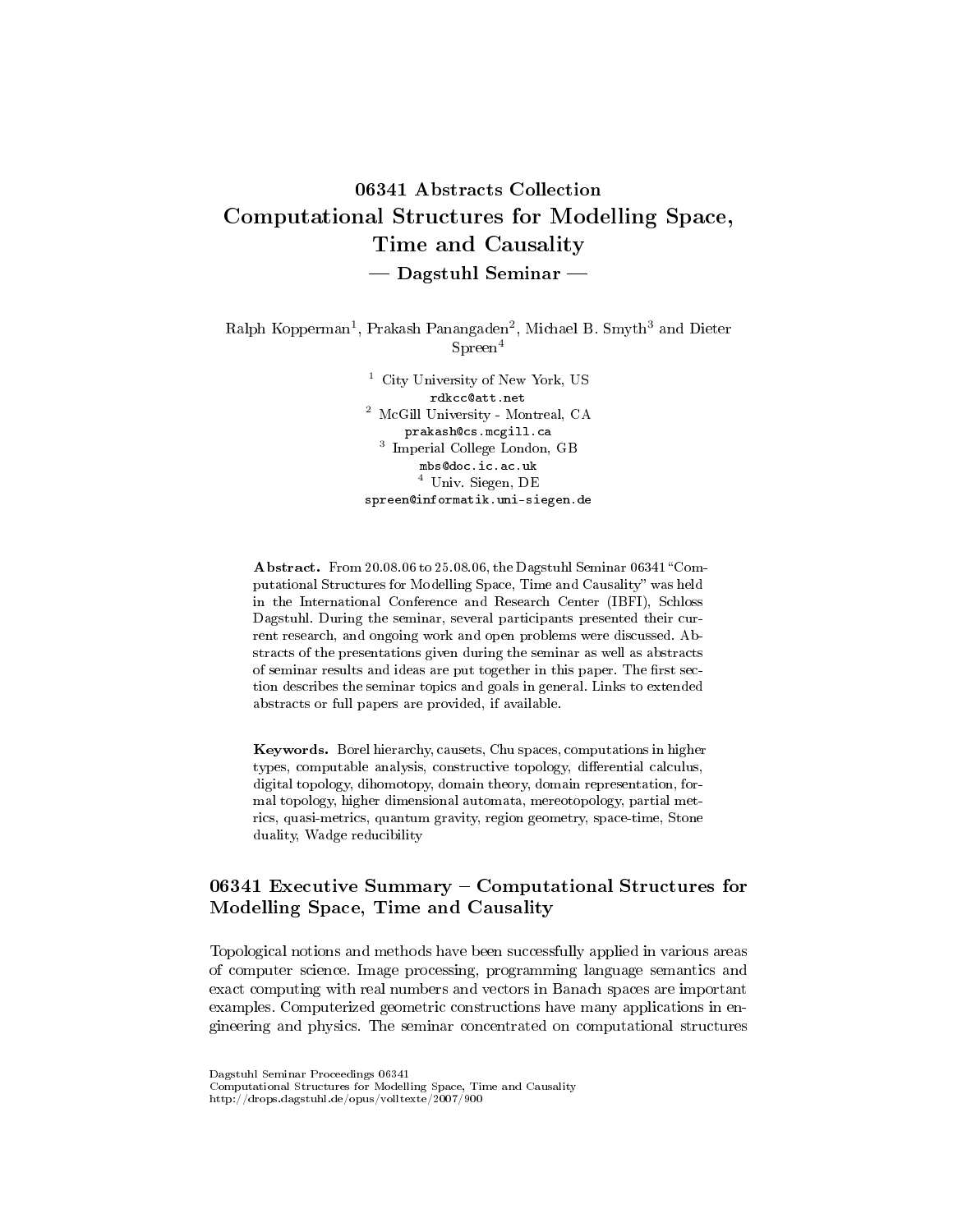# 06341 Abstracts Collection
# Computational Structures for Modelling Space, Time and Causality
## — Dagstuhl Seminar —

Ralph Kopperman[1], Prakash Panangaden[2], Michael B. Smyth[3] and Dieter Spreen[4]

[1] City University of New York, US
rdkcc@att.net
[2] McGill University - Montreal, CA
prakash@cs.mcgill.ca
[3] Imperial College London, GB
mbs@doc.ic.ac.uk
[4] Univ. Siegen, DE
spreen@informatik.uni-siegen.de

**Abstract.** From 20.08.06 to 25.08.06, the Dagstuhl Seminar 06341 "Computational Structures for Modelling Space, Time and Causality" was held in the International Conference and Research Center (IBFI), Schloss Dagstuhl. During the seminar, several participants presented their current research, and ongoing work and open problems were discussed. Abstracts of the presentations given during the seminar as well as abstracts of seminar results and ideas are put together in this paper. The first section describes the seminar topics and goals in general. Links to extended abstracts or full papers are provided, if available.

**Keywords.** Borel hierarchy, causets, Chu spaces, computations in higher types, computable analysis, constructive topology, differential calculus, digital topology, dihomotopy, domain theory, domain representation, formal topology, higher dimensional automata, mereotopology, partial metrics, quasi-metrics, quantum gravity, region geometry, space-time, Stone duality, Wadge reducibility

## 06341 Executive Summary – Computational Structures for Modelling Space, Time and Causality

Topological notions and methods have been successfully applied in various areas of computer science. Image processing, programming language semantics and exact computing with real numbers and vectors in Banach spaces are important examples. Computerized geometric constructions have many applications in engineering and physics. The seminar concentrated on computational structures

Dagstuhl Seminar Proceedings 06341
Computational Structures for Modelling Space, Time and Causality
http://drops.dagstuhl.de/opus/volltexte/2007/900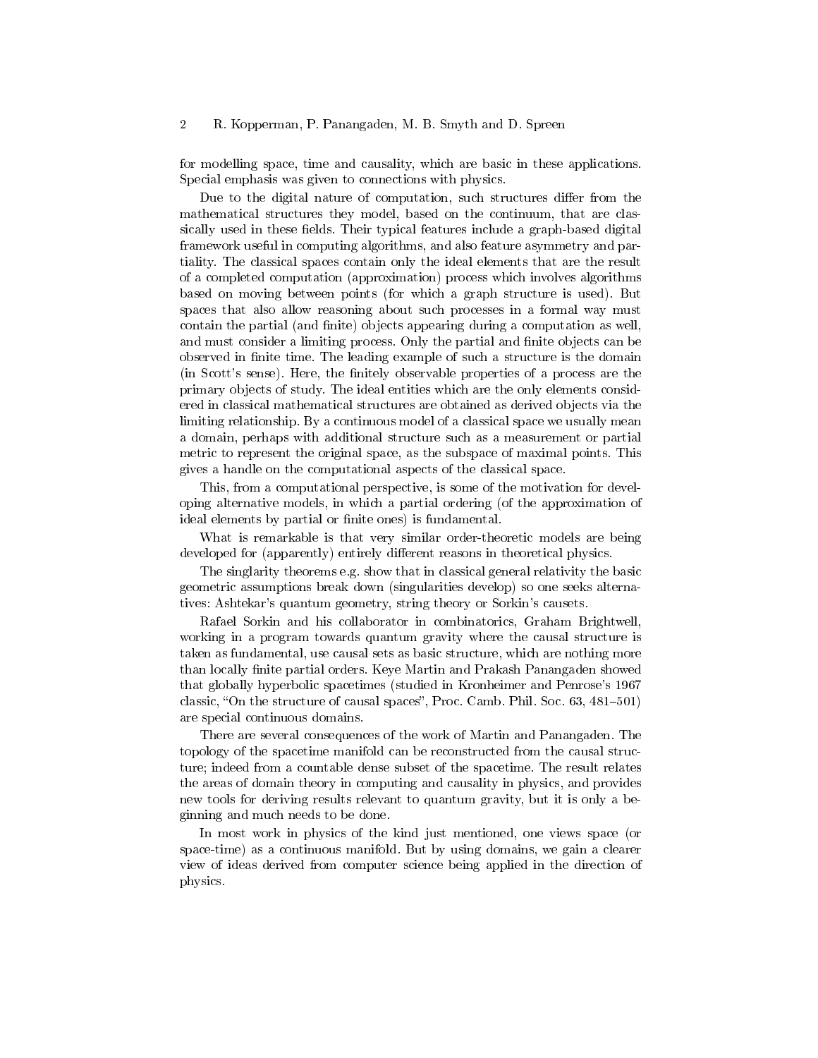for modelling space, time and causality, which are basic in these applications. Special emphasis was given to connections with physics.

Due to the digital nature of computation, such structures differ from the mathematical structures they model, based on the continuum, that are classically used in these fields. Their typical features include a graph-based digital framework useful in computing algorithms, and also feature asymmetry and partiality. The classical spaces contain only the ideal elements that are the result of a completed computation (approximation) process which involves algorithms based on moving between points (for which a graph structure is used). But spaces that also allow reasoning about such processes in a formal way must contain the partial (and finite) objects appearing during a computation as well, and must consider a limiting process. Only the partial and finite objects can be observed in finite time. The leading example of such a structure is the domain (in Scott's sense). Here, the finitely observable properties of a process are the primary objects of study. The ideal entities which are the only elements considered in classical mathematical structures are obtained as derived objects via the limiting relationship. By a continuous model of a classical space we usually mean a domain, perhaps with additional structure such as a measurement or partial metric to represent the original space, as the subspace of maximal points. This gives a handle on the computational aspects of the classical space.

This, from a computational perspective, is some of the motivation for developing alternative models, in which a partial ordering (of the approximation of ideal elements by partial or finite ones) is fundamental.

What is remarkable is that very similar order-theoretic models are being developed for (apparently) entirely different reasons in theoretical physics.

The singlarity theorems e.g. show that in classical general relativity the basic geometric assumptions break down (singularities develop) so one seeks alternatives: Ashtekar's quantum geometry, string theory or Sorkin's causets.

Rafael Sorkin and his collaborator in combinatorics, Graham Brightwell, working in a program towards quantum gravity where the causal structure is taken as fundamental, use causal sets as basic structure, which are nothing more than locally finite partial orders. Keye Martin and Prakash Panangaden showed that globally hyperbolic spacetimes (studied in Kronheimer and Penrose's 1967 classic, "On the structure of causal spaces", Proc. Camb. Phil. Soc. 63, 481–501) are special continuous domains.

There are several consequences of the work of Martin and Panangaden. The topology of the spacetime manifold can be reconstructed from the causal structure; indeed from a countable dense subset of the spacetime. The result relates the areas of domain theory in computing and causality in physics, and provides new tools for deriving results relevant to quantum gravity, but it is only a beginning and much needs to be done.

In most work in physics of the kind just mentioned, one views space (or space-time) as a continuous manifold. But by using domains, we gain a clearer view of ideas derived from computer science being applied in the direction of physics.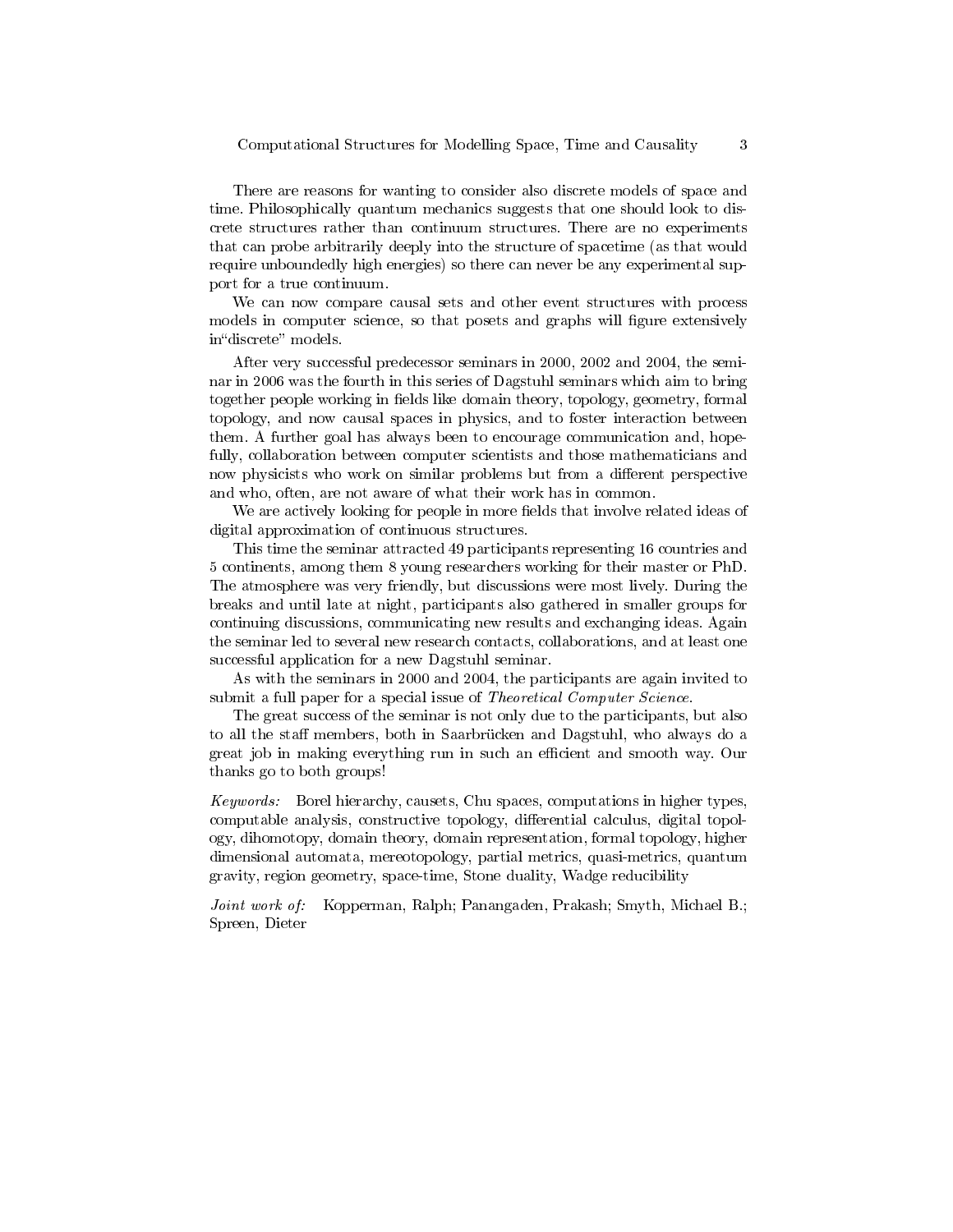There are reasons for wanting to consider also discrete models of space and time. Philosophically quantum mechanics suggests that one should look to discrete structures rather than continuum structures. There are no experiments that can probe arbitrarily deeply into the structure of spacetime (as that would require unboundedly high energies) so there can never be any experimental support for a true continuum.

We can now compare causal sets and other event structures with process models in computer science, so that posets and graphs will figure extensively in"discrete" models.

After very successful predecessor seminars in 2000, 2002 and 2004, the seminar in 2006 was the fourth in this series of Dagstuhl seminars which aim to bring together people working in fields like domain theory, topology, geometry, formal topology, and now causal spaces in physics, and to foster interaction between them. A further goal has always been to encourage communication and, hopefully, collaboration between computer scientists and those mathematicians and now physicists who work on similar problems but from a different perspective and who, often, are not aware of what their work has in common.

We are actively looking for people in more fields that involve related ideas of digital approximation of continuous structures.

This time the seminar attracted 49 participants representing 16 countries and 5 continents, among them 8 young researchers working for their master or PhD. The atmosphere was very friendly, but discussions were most lively. During the breaks and until late at night, participants also gathered in smaller groups for continuing discussions, communicating new results and exchanging ideas. Again the seminar led to several new research contacts, collaborations, and at least one successful application for a new Dagstuhl seminar.

As with the seminars in 2000 and 2004, the participants are again invited to submit a full paper for a special issue of *Theoretical Computer Science*.

The great success of the seminar is not only due to the participants, but also to all the staff members, both in Saarbrücken and Dagstuhl, who always do a great job in making everything run in such an efficient and smooth way. Our thanks go to both groups!

*Keywords:* Borel hierarchy, causets, Chu spaces, computations in higher types, computable analysis, constructive topology, differential calculus, digital topology, dihomotopy, domain theory, domain representation, formal topology, higher dimensional automata, mereotopology, partial metrics, quasi-metrics, quantum gravity, region geometry, space-time, Stone duality, Wadge reducibility

*Joint work of:* Kopperman, Ralph; Panangaden, Prakash; Smyth, Michael B.; Spreen, Dieter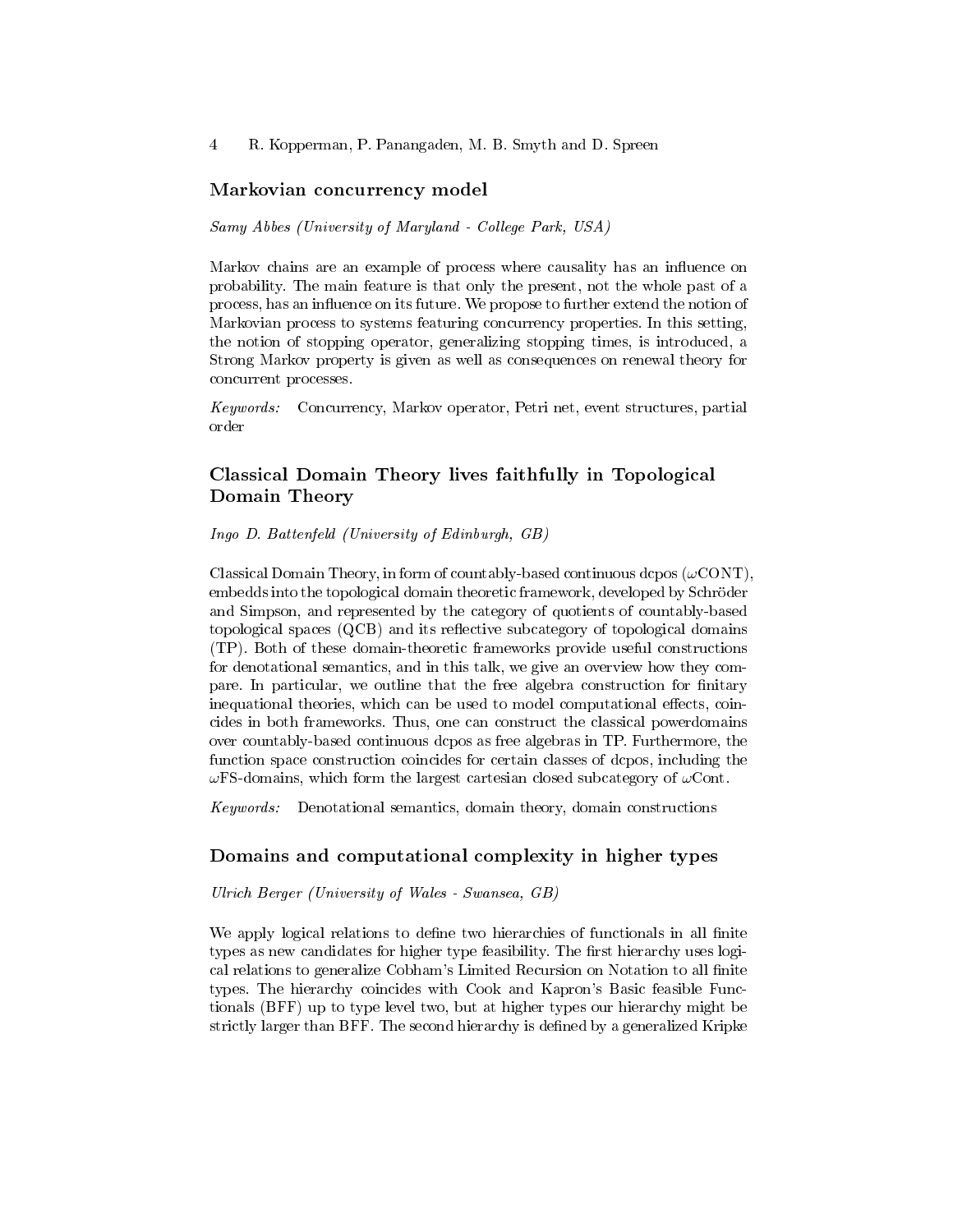## Markovian concurrency model

*Samy Abbes (University of Maryland - College Park, USA)*

Markov chains are an example of process where causality has an influence on probability. The main feature is that only the present, not the whole past of a process, has an influence on its future. We propose to further extend the notion of Markovian process to systems featuring concurrency properties. In this setting, the notion of stopping operator, generalizing stopping times, is introduced, a Strong Markov property is given as well as consequences on renewal theory for concurrent processes.

*Keywords:* Concurrency, Markov operator, Petri net, event structures, partial order

## Classical Domain Theory lives faithfully in Topological Domain Theory

*Ingo D. Battenfeld (University of Edinburgh, GB)*

Classical Domain Theory, in form of countably-based continuous dcpos ($\omega$CONT), embedds into the topological domain theoretic framework, developed by Schröder and Simpson, and represented by the category of quotients of countably-based topological spaces (QCB) and its reflective subcategory of topological domains (TP). Both of these domain-theoretic frameworks provide useful constructions for denotational semantics, and in this talk, we give an overview how they compare. In particular, we outline that the free algebra construction for finitary inequational theories, which can be used to model computational effects, coincides in both frameworks. Thus, one can construct the classical powerdomains over countably-based continuous dcpos as free algebras in TP. Furthermore, the function space construction coincides for certain classes of dcpos, including the $\omega$FS-domains, which form the largest cartesian closed subcategory of $\omega$Cont.

*Keywords:* Denotational semantics, domain theory, domain constructions

## Domains and computational complexity in higher types

*Ulrich Berger (University of Wales - Swansea, GB)*

We apply logical relations to define two hierarchies of functionals in all finite types as new candidates for higher type feasibility. The first hierarchy uses logical relations to generalize Cobham's Limited Recursion on Notation to all finite types. The hierarchy coincides with Cook and Kapron's Basic feasible Functionals (BFF) up to type level two, but at higher types our hierarchy might be strictly larger than BFF. The second hierarchy is defined by a generalized Kripke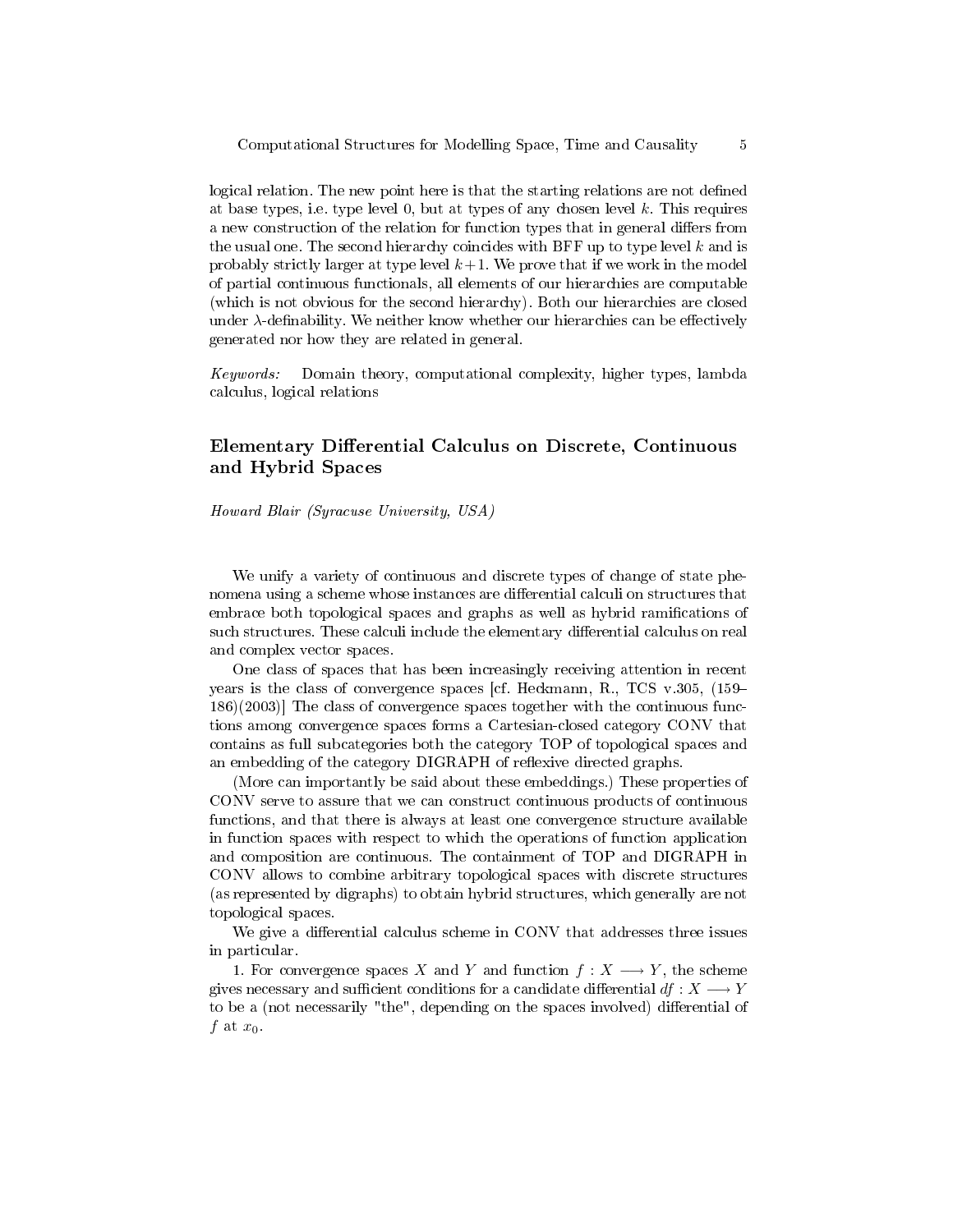logical relation. The new point here is that the starting relations are not defined at base types, i.e. type level 0, but at types of any chosen level $k$. This requires a new construction of the relation for function types that in general differs from the usual one. The second hierarchy coincides with BFF up to type level $k$ and is probably strictly larger at type level $k+1$. We prove that if we work in the model of partial continuous functionals, all elements of our hierarchies are computable (which is not obvious for the second hierarchy). Both our hierarchies are closed under $\lambda$-definability. We neither know whether our hierarchies can be effectively generated nor how they are related in general.

*Keywords:* Domain theory, computational complexity, higher types, lambda calculus, logical relations

## Elementary Differential Calculus on Discrete, Continuous and Hybrid Spaces

*Howard Blair (Syracuse University, USA)*

We unify a variety of continuous and discrete types of change of state phenomena using a scheme whose instances are differential calculi on structures that embrace both topological spaces and graphs as well as hybrid ramifications of such structures. These calculi include the elementary differential calculus on real and complex vector spaces.

One class of spaces that has been increasingly receiving attention in recent years is the class of convergence spaces [cf. Heckmann, R., TCS v.305, (159–186)(2003)] The class of convergence spaces together with the continuous functions among convergence spaces forms a Cartesian-closed category CONV that contains as full subcategories both the category TOP of topological spaces and an embedding of the category DIGRAPH of reflexive directed graphs.

(More can importantly be said about these embeddings.) These properties of CONV serve to assure that we can construct continuous products of continuous functions, and that there is always at least one convergence structure available in function spaces with respect to which the operations of function application and composition are continuous. The containment of TOP and DIGRAPH in CONV allows to combine arbitrary topological spaces with discrete structures (as represented by digraphs) to obtain hybrid structures, which generally are not topological spaces.

We give a differential calculus scheme in CONV that addresses three issues in particular.

1. For convergence spaces $X$ and $Y$ and function $f : X \longrightarrow Y$, the scheme gives necessary and sufficient conditions for a candidate differential $df : X \longrightarrow Y$ to be a (not necessarily "the", depending on the spaces involved) differential of $f$ at $x_0$.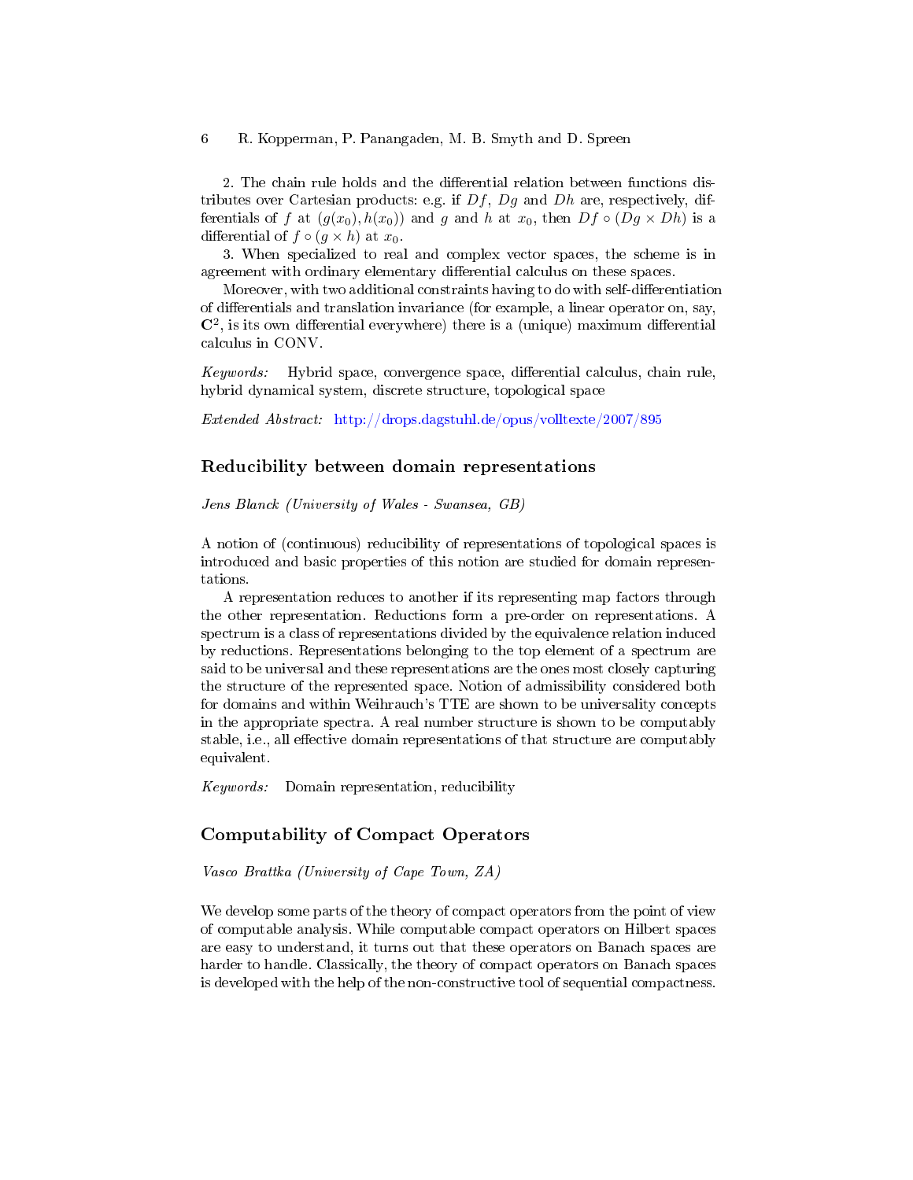2. The chain rule holds and the differential relation between functions distributes over Cartesian products: e.g. if $Df$, $Dg$ and $Dh$ are, respectively, differentials of $f$ at $(g(x_0), h(x_0))$ and $g$ and $h$ at $x_0$, then $Df \circ (Dg \times Dh)$ is a differential of $f \circ (g \times h)$ at $x_0$.

3. When specialized to real and complex vector spaces, the scheme is in agreement with ordinary elementary differential calculus on these spaces.

Moreover, with two additional constraints having to do with self-differentiation of differentials and translation invariance (for example, a linear operator on, say, $\mathbf{C}^2$, is its own differential everywhere) there is a (unique) maximum differential calculus in CONV.

*Keywords:* Hybrid space, convergence space, differential calculus, chain rule, hybrid dynamical system, discrete structure, topological space

*Extended Abstract:* http://drops.dagstuhl.de/opus/volltexte/2007/895

## Reducibility between domain representations

*Jens Blanck (University of Wales - Swansea, GB)*

A notion of (continuous) reducibility of representations of topological spaces is introduced and basic properties of this notion are studied for domain representations.

A representation reduces to another if its representing map factors through the other representation. Reductions form a pre-order on representations. A spectrum is a class of representations divided by the equivalence relation induced by reductions. Representations belonging to the top element of a spectrum are said to be universal and these representations are the ones most closely capturing the structure of the represented space. Notion of admissibility considered both for domains and within Weihrauch's TTE are shown to be universality concepts in the appropriate spectra. A real number structure is shown to be computably stable, i.e., all effective domain representations of that structure are computably equivalent.

*Keywords:* Domain representation, reducibility

## Computability of Compact Operators

*Vasco Brattka (University of Cape Town, ZA)*

We develop some parts of the theory of compact operators from the point of view of computable analysis. While computable compact operators on Hilbert spaces are easy to understand, it turns out that these operators on Banach spaces are harder to handle. Classically, the theory of compact operators on Banach spaces is developed with the help of the non-constructive tool of sequential compactness.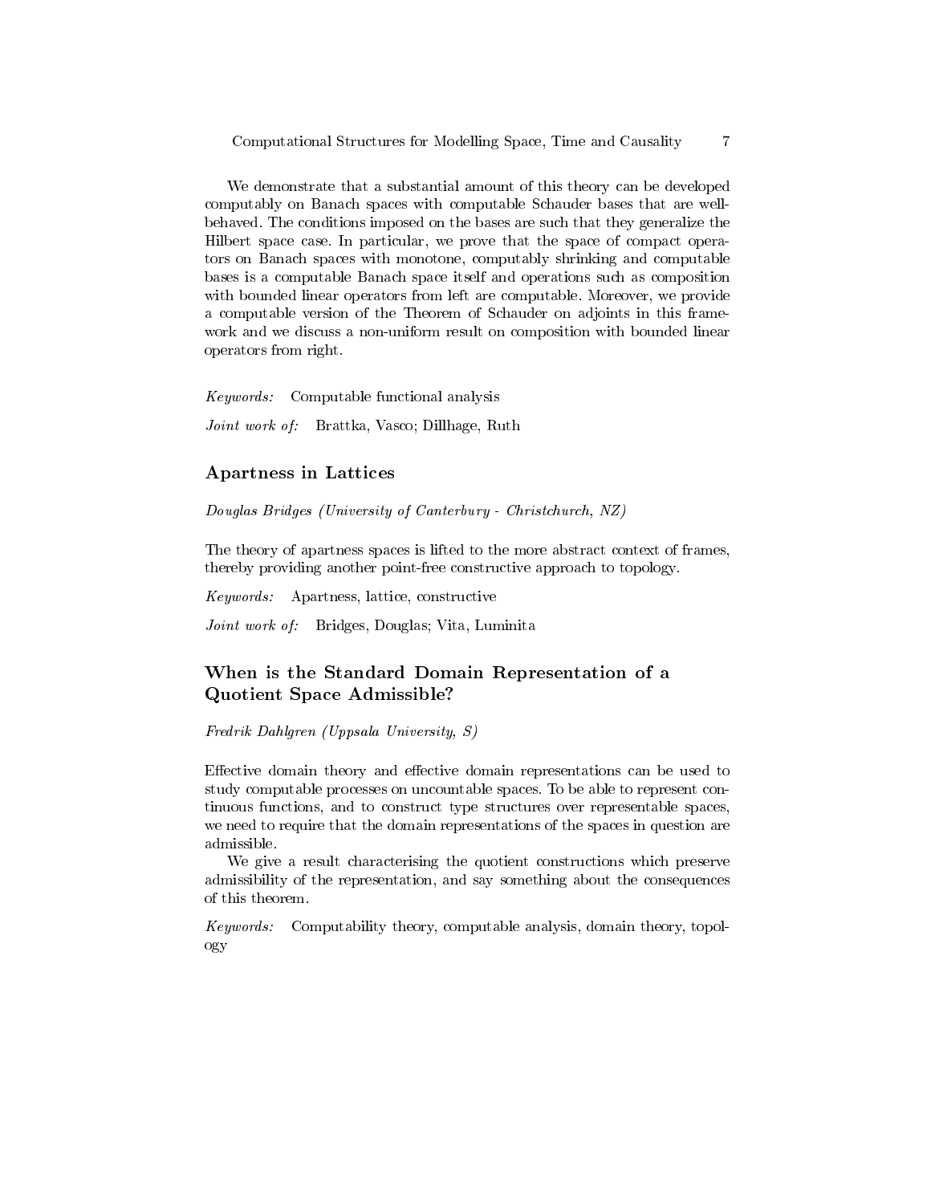We demonstrate that a substantial amount of this theory can be developed computably on Banach spaces with computable Schauder bases that are well-behaved. The conditions imposed on the bases are such that they generalize the Hilbert space case. In particular, we prove that the space of compact operators on Banach spaces with monotone, computably shrinking and computable bases is a computable Banach space itself and operations such as composition with bounded linear operators from left are computable. Moreover, we provide a computable version of the Theorem of Schauder on adjoints in this framework and we discuss a non-uniform result on composition with bounded linear operators from right.

*Keywords:* Computable functional analysis

*Joint work of:* Brattka, Vasco; Dillhage, Ruth

## Apartness in Lattices

*Douglas Bridges (University of Canterbury - Christchurch, NZ)*

The theory of apartness spaces is lifted to the more abstract context of frames, thereby providing another point-free constructive approach to topology.

*Keywords:* Apartness, lattice, constructive

*Joint work of:* Bridges, Douglas; Vita, Luminita

## When is the Standard Domain Representation of a Quotient Space Admissible?

*Fredrik Dahlgren (Uppsala University, S)*

Effective domain theory and effective domain representations can be used to study computable processes on uncountable spaces. To be able to represent continuous functions, and to construct type structures over representable spaces, we need to require that the domain representations of the spaces in question are admissible.

We give a result characterising the quotient constructions which preserve admissibility of the representation, and say something about the consequences of this theorem.

*Keywords:* Computability theory, computable analysis, domain theory, topology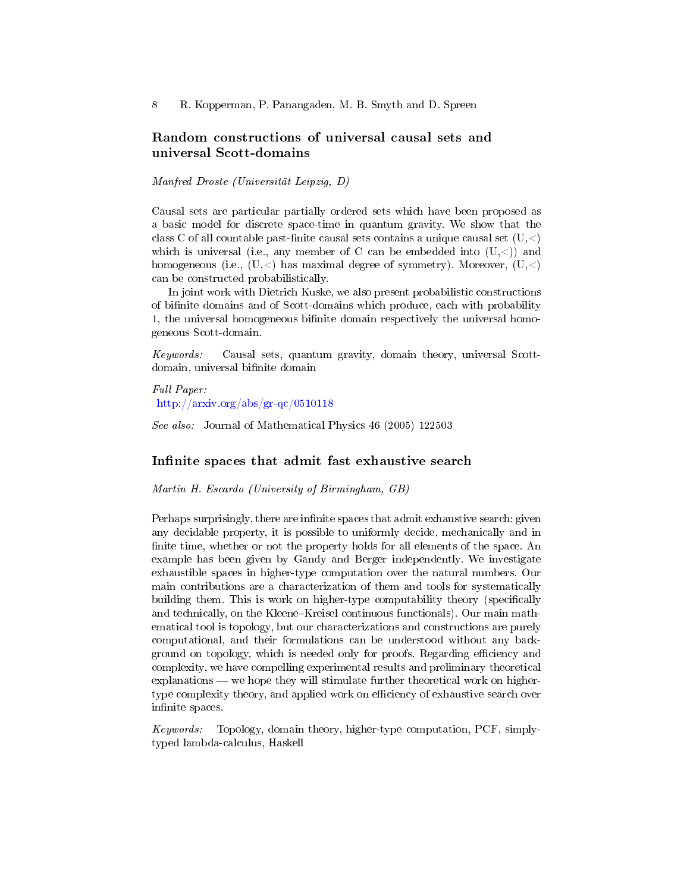## Random constructions of universal causal sets and universal Scott-domains

*Manfred Droste (Universität Leipzig, D)*

Causal sets are particular partially ordered sets which have been proposed as a basic model for discrete space-time in quantum gravity. We show that the class C of all countable past-finite causal sets contains a unique causal set (U,<) which is universal (i.e., any member of C can be embedded into (U,<)) and homogeneous (i.e., (U,<) has maximal degree of symmetry). Moreover, (U,<) can be constructed probabilistically.

In joint work with Dietrich Kuske, we also present probabilistic constructions of bifinite domains and of Scott-domains which produce, each with probability 1, the universal homogeneous bifinite domain respectively the universal homogeneous Scott-domain.

*Keywords:* Causal sets, quantum gravity, domain theory, universal Scott-domain, universal bifinite domain

*Full Paper:*
http://arxiv.org/abs/gr-qc/0510118

*See also:* Journal of Mathematical Physics 46 (2005) 122503

## Infinite spaces that admit fast exhaustive search

*Martin H. Escardo (University of Birmingham, GB)*

Perhaps surprisingly, there are infinite spaces that admit exhaustive search: given any decidable property, it is possible to uniformly decide, mechanically and in finite time, whether or not the property holds for all elements of the space. An example has been given by Gandy and Berger independently. We investigate exhaustible spaces in higher-type computation over the natural numbers. Our main contributions are a characterization of them and tools for systematically building them. This is work on higher-type computability theory (specifically and technically, on the Kleene–Kreisel continuous functionals). Our main mathematical tool is topology, but our characterizations and constructions are purely computational, and their formulations can be understood without any background on topology, which is needed only for proofs. Regarding efficiency and complexity, we have compelling experimental results and preliminary theoretical explanations — we hope they will stimulate further theoretical work on higher-type complexity theory, and applied work on efficiency of exhaustive search over infinite spaces.

*Keywords:* Topology, domain theory, higher-type computation, PCF, simply-typed lambda-calculus, Haskell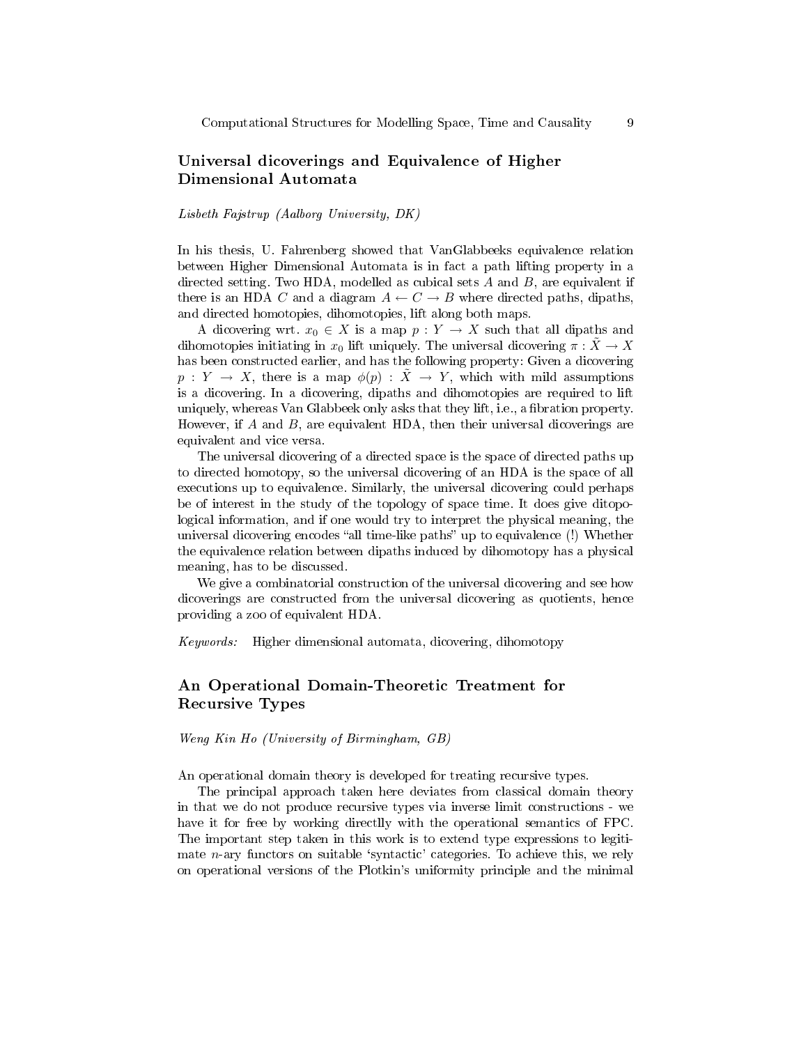## Universal dicoverings and Equivalence of Higher Dimensional Automata

*Lisbeth Fajstrup (Aalborg University, DK)*

In his thesis, U. Fahrenberg showed that VanGlabbeeks equivalence relation between Higher Dimensional Automata is in fact a path lifting property in a directed setting. Two HDA, modelled as cubical sets $A$ and $B$, are equivalent if there is an HDA $C$ and a diagram $A \leftarrow C \rightarrow B$ where directed paths, dipaths, and directed homotopies, dihomotopies, lift along both maps.

A dicovering wrt. $x_0 \in X$ is a map $p : Y \rightarrow X$ such that all dipaths and dihomotopies initiating in $x_0$ lift uniquely. The universal dicovering $\pi : \tilde{X} \rightarrow X$ has been constructed earlier, and has the following property: Given a dicovering $p : Y \rightarrow X$, there is a map $\phi(p) : \tilde{X} \rightarrow Y$, which with mild assumptions is a dicovering. In a dicovering, dipaths and dihomotopies are required to lift uniquely, whereas Van Glabbeek only asks that they lift, i.e., a fibration property. However, if $A$ and $B$, are equivalent HDA, then their universal dicoverings are equivalent and vice versa.

The universal dicovering of a directed space is the space of directed paths up to directed homotopy, so the universal dicovering of an HDA is the space of all executions up to equivalence. Similarly, the universal dicovering could perhaps be of interest in the study of the topology of space time. It does give ditopological information, and if one would try to interpret the physical meaning, the universal dicovering encodes "all time-like paths" up to equivalence (!) Whether the equivalence relation between dipaths induced by dihomotopy has a physical meaning, has to be discussed.

We give a combinatorial construction of the universal dicovering and see how dicoverings are constructed from the universal dicovering as quotients, hence providing a zoo of equivalent HDA.

*Keywords:* Higher dimensional automata, dicovering, dihomotopy

## An Operational Domain-Theoretic Treatment for Recursive Types

*Weng Kin Ho (University of Birmingham, GB)*

An operational domain theory is developed for treating recursive types.

The principal approach taken here deviates from classical domain theory in that we do not produce recursive types via inverse limit constructions - we have it for free by working directlly with the operational semantics of FPC. The important step taken in this work is to extend type expressions to legitimate $n$-ary functors on suitable 'syntactic' categories. To achieve this, we rely on operational versions of the Plotkin's uniformity principle and the minimal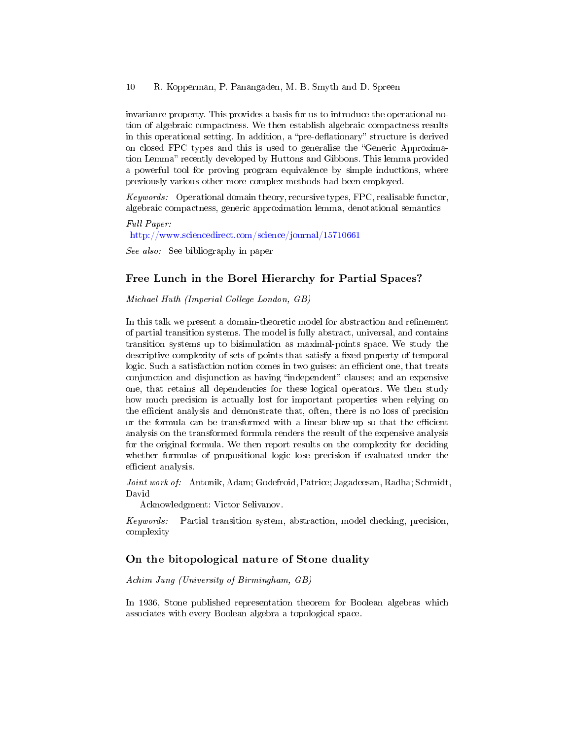invariance property. This provides a basis for us to introduce the operational notion of algebraic compactness. We then establish algebraic compactness results in this operational setting. In addition, a "pre-deflationary" structure is derived on closed FPC types and this is used to generalise the "Generic Approximation Lemma" recently developed by Huttons and Gibbons. This lemma provided a powerful tool for proving program equivalence by simple inductions, where previously various other more complex methods had been employed.

*Keywords:* Operational domain theory, recursive types, FPC, realisable functor, algebraic compactness, generic approximation lemma, denotational semantics

*Full Paper:*
http://www.sciencedirect.com/science/journal/15710661

*See also:* See bibliography in paper

## Free Lunch in the Borel Hierarchy for Partial Spaces?

*Michael Huth (Imperial College London, GB)*

In this talk we present a domain-theoretic model for abstraction and refinement of partial transition systems. The model is fully abstract, universal, and contains transition systems up to bisimulation as maximal-points space. We study the descriptive complexity of sets of points that satisfy a fixed property of temporal logic. Such a satisfaction notion comes in two guises: an efficient one, that treats conjunction and disjunction as having "independent" clauses; and an expensive one, that retains all dependencies for these logical operators. We then study how much precision is actually lost for important properties when relying on the efficient analysis and demonstrate that, often, there is no loss of precision or the formula can be transformed with a linear blow-up so that the efficient analysis on the transformed formula renders the result of the expensive analysis for the original formula. We then report results on the complexity for deciding whether formulas of propositional logic lose precision if evaluated under the efficient analysis.

*Joint work of:* Antonik, Adam; Godefroid, Patrice; Jagadeesan, Radha; Schmidt, David

Acknowledgment: Victor Selivanov.

*Keywords:* Partial transition system, abstraction, model checking, precision, complexity

## On the bitopological nature of Stone duality

*Achim Jung (University of Birmingham, GB)*

In 1936, Stone published representation theorem for Boolean algebras which associates with every Boolean algebra a topological space.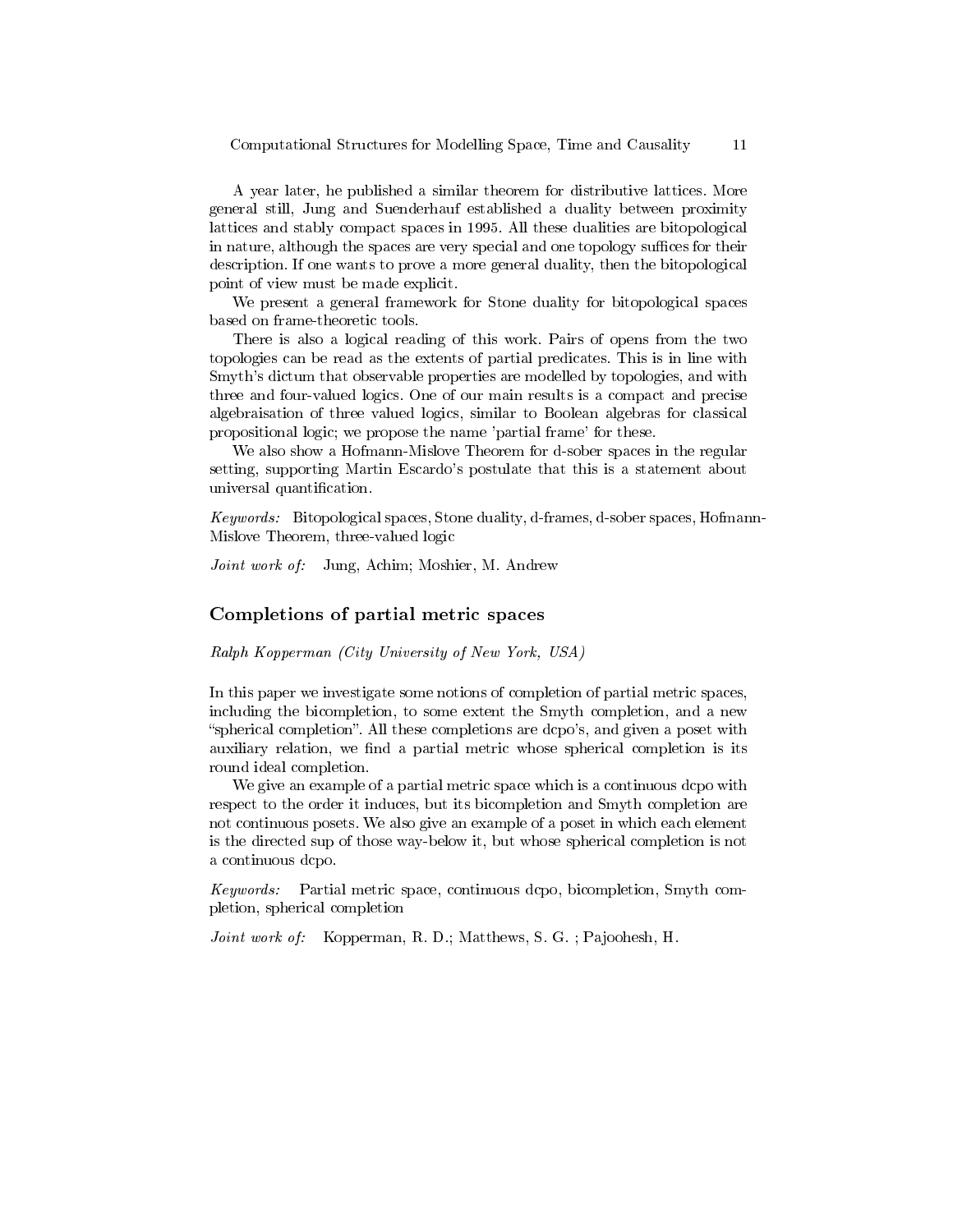A year later, he published a similar theorem for distributive lattices. More general still, Jung and Suenderhauf established a duality between proximity lattices and stably compact spaces in 1995. All these dualities are bitopological in nature, although the spaces are very special and one topology suffices for their description. If one wants to prove a more general duality, then the bitopological point of view must be made explicit.

We present a general framework for Stone duality for bitopological spaces based on frame-theoretic tools.

There is also a logical reading of this work. Pairs of opens from the two topologies can be read as the extents of partial predicates. This is in line with Smyth's dictum that observable properties are modelled by topologies, and with three and four-valued logics. One of our main results is a compact and precise algebraisation of three valued logics, similar to Boolean algebras for classical propositional logic; we propose the name 'partial frame' for these.

We also show a Hofmann-Mislove Theorem for d-sober spaces in the regular setting, supporting Martin Escardo's postulate that this is a statement about universal quantification.

*Keywords:* Bitopological spaces, Stone duality, d-frames, d-sober spaces, Hofmann-Mislove Theorem, three-valued logic

*Joint work of:* Jung, Achim; Moshier, M. Andrew

## Completions of partial metric spaces

*Ralph Kopperman (City University of New York, USA)*

In this paper we investigate some notions of completion of partial metric spaces, including the bicompletion, to some extent the Smyth completion, and a new "spherical completion". All these completions are dcpo's, and given a poset with auxiliary relation, we find a partial metric whose spherical completion is its round ideal completion.

We give an example of a partial metric space which is a continuous dcpo with respect to the order it induces, but its bicompletion and Smyth completion are not continuous posets. We also give an example of a poset in which each element is the directed sup of those way-below it, but whose spherical completion is not a continuous dcpo.

*Keywords:* Partial metric space, continuous dcpo, bicompletion, Smyth completion, spherical completion

*Joint work of:* Kopperman, R. D.; Matthews, S. G. ; Pajoohesh, H.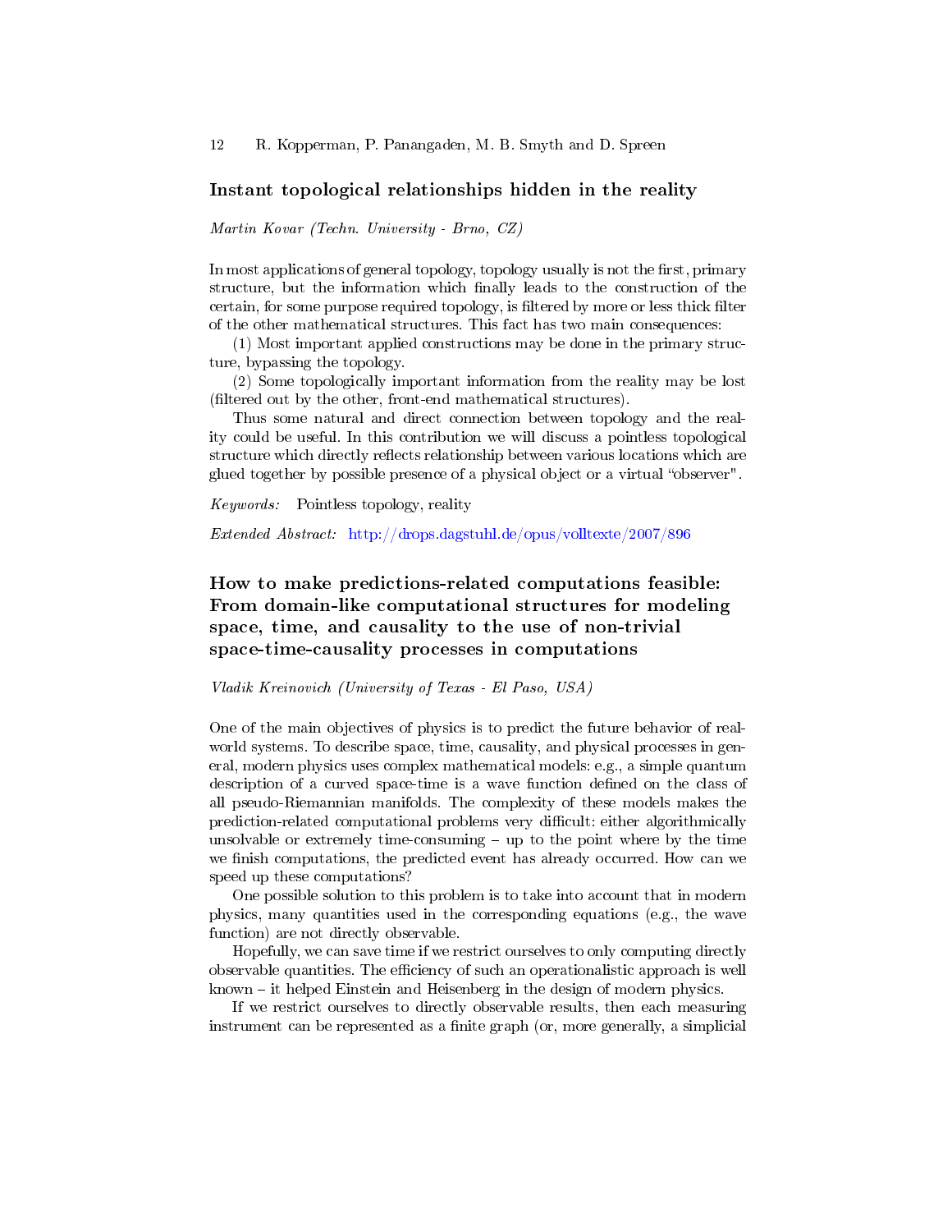## Instant topological relationships hidden in the reality

*Martin Kovar (Techn. University - Brno, CZ)*

In most applications of general topology, topology usually is not the first, primary structure, but the information which finally leads to the construction of the certain, for some purpose required topology, is filtered by more or less thick filter of the other mathematical structures. This fact has two main consequences:

(1) Most important applied constructions may be done in the primary structure, bypassing the topology.

(2) Some topologically important information from the reality may be lost (filtered out by the other, front-end mathematical structures).

Thus some natural and direct connection between topology and the reality could be useful. In this contribution we will discuss a pointless topological structure which directly reflects relationship between various locations which are glued together by possible presence of a physical object or a virtual "observer".

*Keywords:* Pointless topology, reality

*Extended Abstract:* http://drops.dagstuhl.de/opus/volltexte/2007/896

## How to make predictions-related computations feasible: From domain-like computational structures for modeling space, time, and causality to the use of non-trivial space-time-causality processes in computations

*Vladik Kreinovich (University of Texas - El Paso, USA)*

One of the main objectives of physics is to predict the future behavior of real-world systems. To describe space, time, causality, and physical processes in general, modern physics uses complex mathematical models: e.g., a simple quantum description of a curved space-time is a wave function defined on the class of all pseudo-Riemannian manifolds. The complexity of these models makes the prediction-related computational problems very difficult: either algorithmically unsolvable or extremely time-consuming – up to the point where by the time we finish computations, the predicted event has already occurred. How can we speed up these computations?

One possible solution to this problem is to take into account that in modern physics, many quantities used in the corresponding equations (e.g., the wave function) are not directly observable.

Hopefully, we can save time if we restrict ourselves to only computing directly observable quantities. The efficiency of such an operationalistic approach is well known – it helped Einstein and Heisenberg in the design of modern physics.

If we restrict ourselves to directly observable results, then each measuring instrument can be represented as a finite graph (or, more generally, a simplicial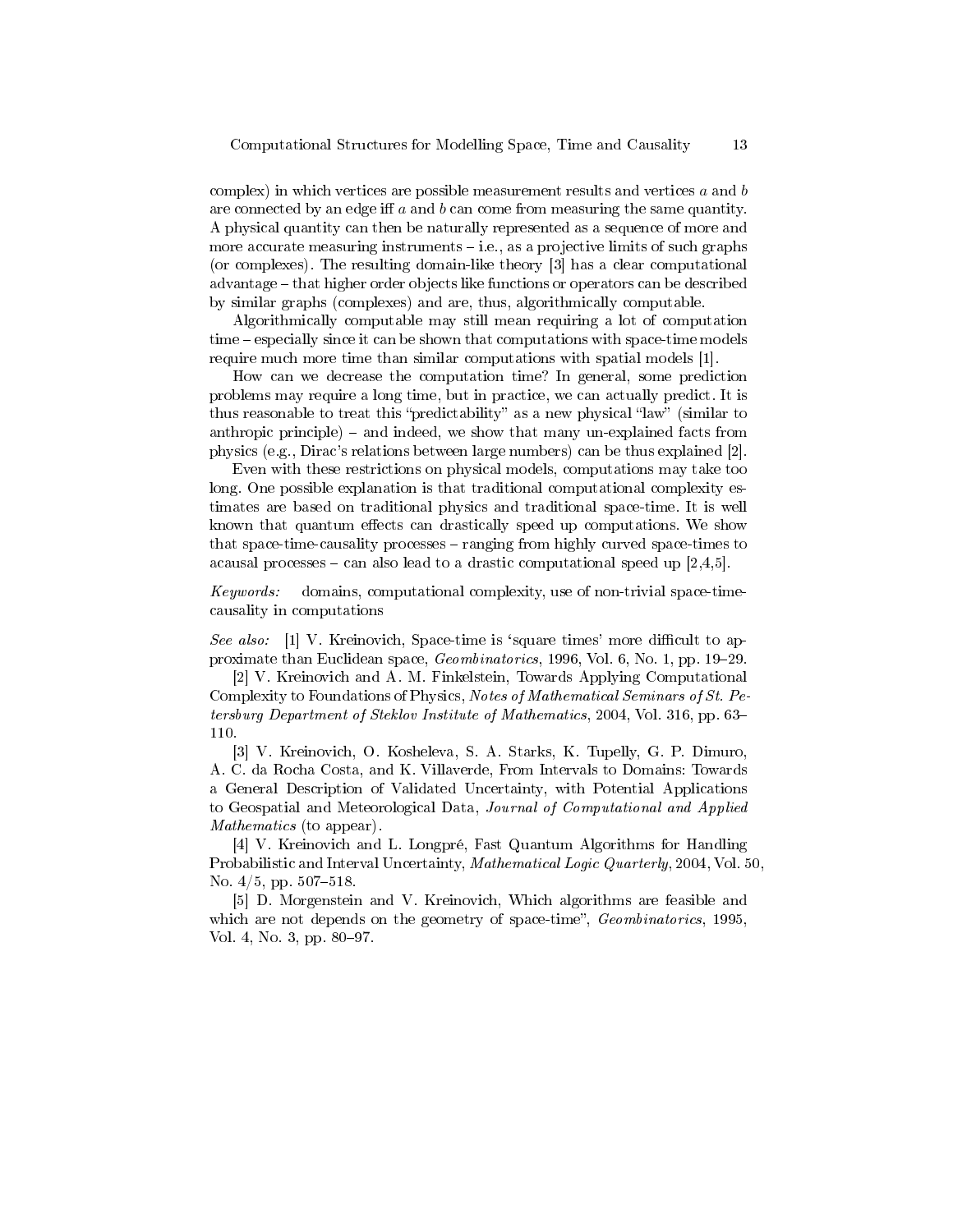complex) in which vertices are possible measurement results and vertices $a$ and $b$ are connected by an edge iff $a$ and $b$ can come from measuring the same quantity. A physical quantity can then be naturally represented as a sequence of more and more accurate measuring instruments – i.e., as a projective limits of such graphs (or complexes). The resulting domain-like theory [3] has a clear computational advantage – that higher order objects like functions or operators can be described by similar graphs (complexes) and are, thus, algorithmically computable.

Algorithmically computable may still mean requiring a lot of computation time – especially since it can be shown that computations with space-time models require much more time than similar computations with spatial models [1].

How can we decrease the computation time? In general, some prediction problems may require a long time, but in practice, we can actually predict. It is thus reasonable to treat this "predictability" as a new physical "law" (similar to anthropic principle) – and indeed, we show that many un-explained facts from physics (e.g., Dirac's relations between large numbers) can be thus explained [2].

Even with these restrictions on physical models, computations may take too long. One possible explanation is that traditional computational complexity estimates are based on traditional physics and traditional space-time. It is well known that quantum effects can drastically speed up computations. We show that space-time-causality processes – ranging from highly curved space-times to acausal processes – can also lead to a drastic computational speed up [2,4,5].

*Keywords:* domains, computational complexity, use of non-trivial space-time-causality in computations

*See also:* [1] V. Kreinovich, Space-time is 'square times' more difficult to approximate than Euclidean space, *Geombinatorics*, 1996, Vol. 6, No. 1, pp. 19–29.

[2] V. Kreinovich and A. M. Finkelstein, Towards Applying Computational Complexity to Foundations of Physics, *Notes of Mathematical Seminars of St. Petersburg Department of Steklov Institute of Mathematics*, 2004, Vol. 316, pp. 63–110.

[3] V. Kreinovich, O. Kosheleva, S. A. Starks, K. Tupelly, G. P. Dimuro, A. C. da Rocha Costa, and K. Villaverde, From Intervals to Domains: Towards a General Description of Validated Uncertainty, with Potential Applications to Geospatial and Meteorological Data, *Journal of Computational and Applied Mathematics* (to appear).

[4] V. Kreinovich and L. Longpré, Fast Quantum Algorithms for Handling Probabilistic and Interval Uncertainty, *Mathematical Logic Quarterly*, 2004, Vol. 50, No. 4/5, pp. 507–518.

[5] D. Morgenstein and V. Kreinovich, Which algorithms are feasible and which are not depends on the geometry of space-time", *Geombinatorics*, 1995, Vol. 4, No. 3, pp. 80–97.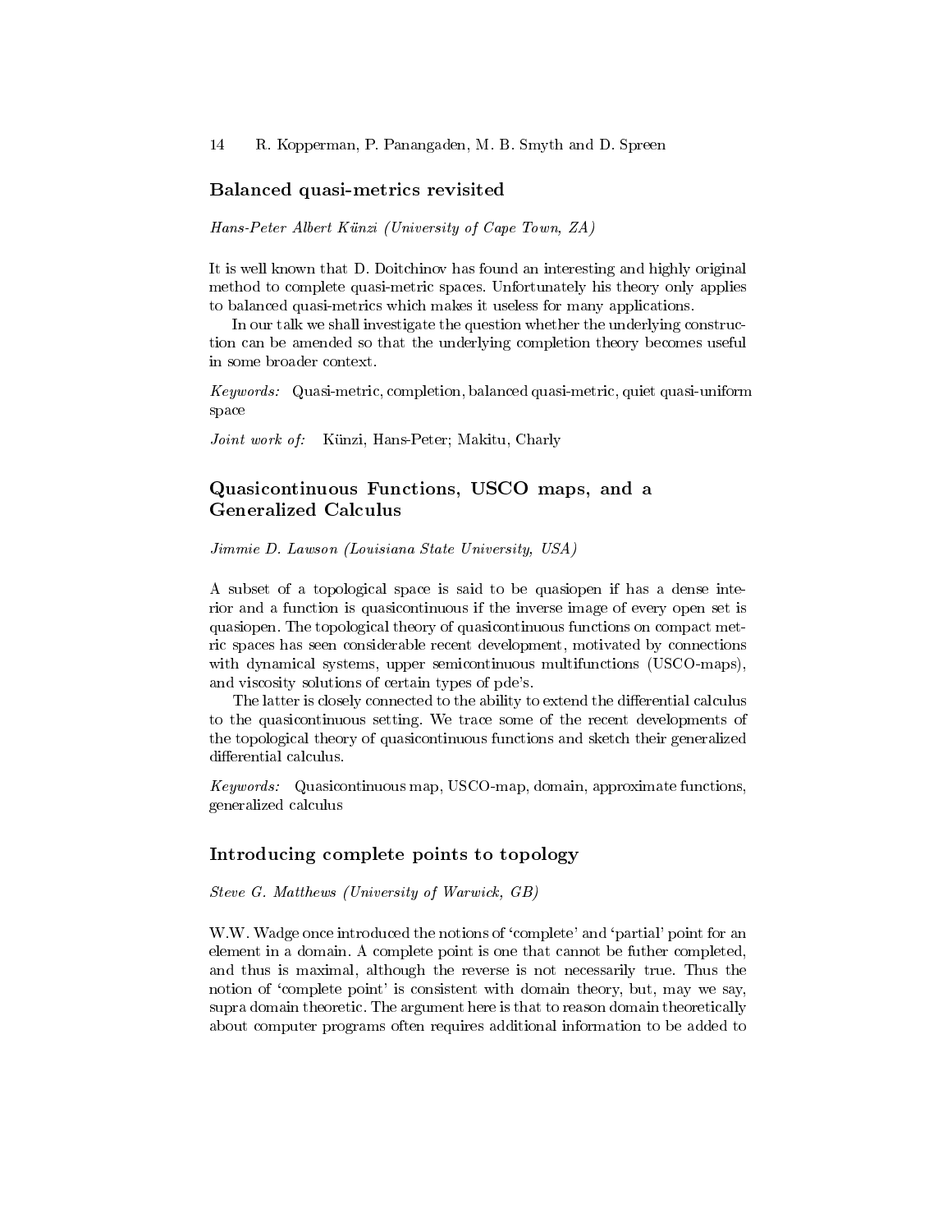## Balanced quasi-metrics revisited

*Hans-Peter Albert Künzi (University of Cape Town, ZA)*

It is well known that D. Doitchinov has found an interesting and highly original method to complete quasi-metric spaces. Unfortunately his theory only applies to balanced quasi-metrics which makes it useless for many applications.

In our talk we shall investigate the question whether the underlying construction can be amended so that the underlying completion theory becomes useful in some broader context.

*Keywords:* Quasi-metric, completion, balanced quasi-metric, quiet quasi-uniform space

*Joint work of:* Künzi, Hans-Peter; Makitu, Charly

## Quasicontinuous Functions, USCO maps, and a Generalized Calculus

*Jimmie D. Lawson (Louisiana State University, USA)*

A subset of a topological space is said to be quasiopen if has a dense interior and a function is quasicontinuous if the inverse image of every open set is quasiopen. The topological theory of quasicontinuous functions on compact metric spaces has seen considerable recent development, motivated by connections with dynamical systems, upper semicontinuous multifunctions (USCO-maps), and viscosity solutions of certain types of pde's.

The latter is closely connected to the ability to extend the differential calculus to the quasicontinuous setting. We trace some of the recent developments of the topological theory of quasicontinuous functions and sketch their generalized differential calculus.

*Keywords:* Quasicontinuous map, USCO-map, domain, approximate functions, generalized calculus

## Introducing complete points to topology

*Steve G. Matthews (University of Warwick, GB)*

W.W. Wadge once introduced the notions of 'complete' and 'partial' point for an element in a domain. A complete point is one that cannot be futher completed, and thus is maximal, although the reverse is not necessarily true. Thus the notion of 'complete point' is consistent with domain theory, but, may we say, supra domain theoretic. The argument here is that to reason domain theoretically about computer programs often requires additional information to be added to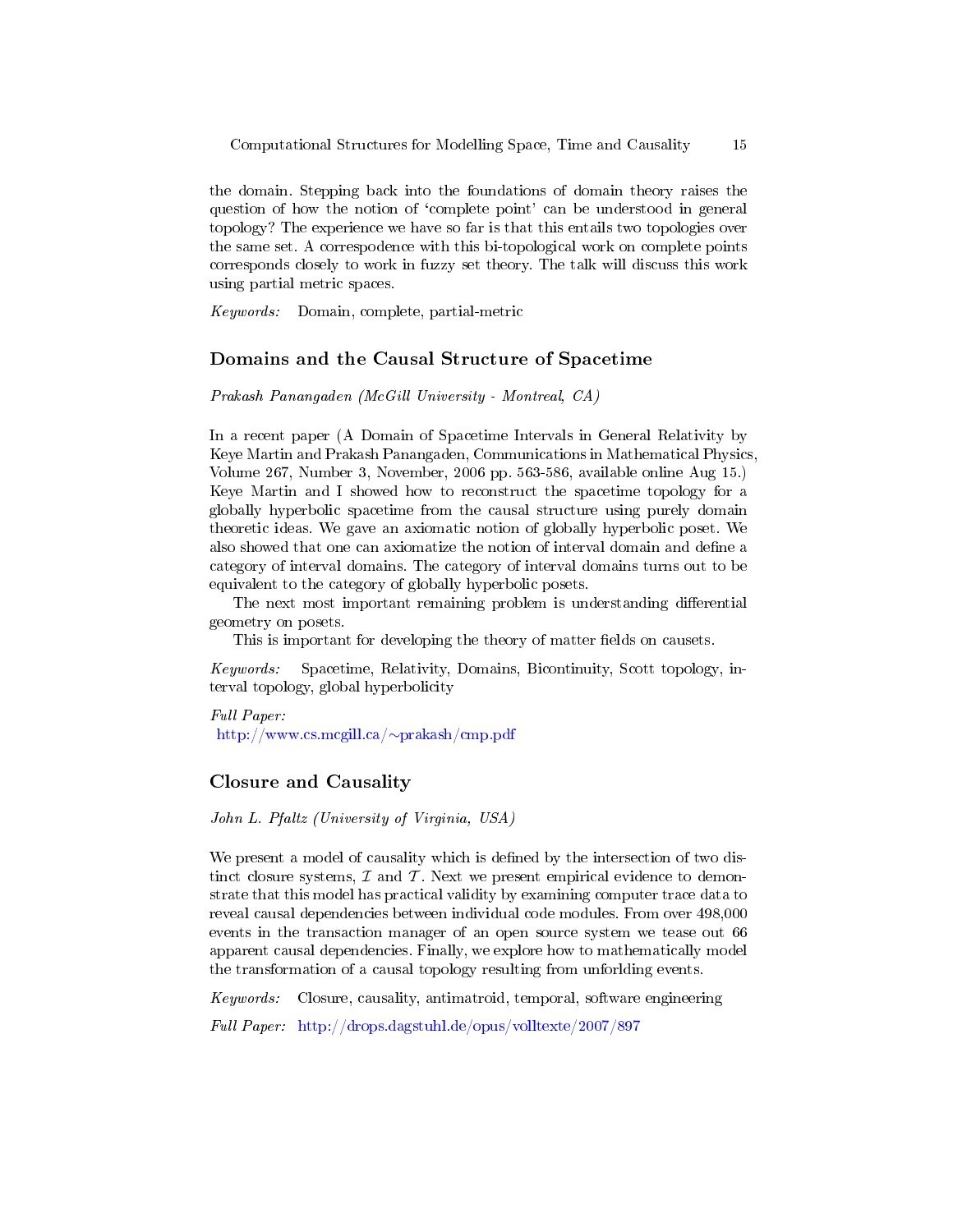the domain. Stepping back into the foundations of domain theory raises the question of how the notion of 'complete point' can be understood in general topology? The experience we have so far is that this entails two topologies over the same set. A correspodence with this bi-topological work on complete points corresponds closely to work in fuzzy set theory. The talk will discuss this work using partial metric spaces.

*Keywords:* Domain, complete, partial-metric

## Domains and the Causal Structure of Spacetime

*Prakash Panangaden (McGill University - Montreal, CA)*

In a recent paper (A Domain of Spacetime Intervals in General Relativity by Keye Martin and Prakash Panangaden, Communications in Mathematical Physics, Volume 267, Number 3, November, 2006 pp. 563-586, available online Aug 15.) Keye Martin and I showed how to reconstruct the spacetime topology for a globally hyperbolic spacetime from the causal structure using purely domain theoretic ideas. We gave an axiomatic notion of globally hyperbolic poset. We also showed that one can axiomatize the notion of interval domain and define a category of interval domains. The category of interval domains turns out to be equivalent to the category of globally hyperbolic posets.

The next most important remaining problem is understanding differential geometry on posets.

This is important for developing the theory of matter fields on causets.

*Keywords:* Spacetime, Relativity, Domains, Bicontinuity, Scott topology, interval topology, global hyperbolicity

*Full Paper:*
http://www.cs.mcgill.ca/~prakash/cmp.pdf

## Closure and Causality

*John L. Pfaltz (University of Virginia, USA)*

We present a model of causality which is defined by the intersection of two distinct closure systems, $\mathcal{I}$ and $\mathcal{T}$. Next we present empirical evidence to demonstrate that this model has practical validity by examining computer trace data to reveal causal dependencies between individual code modules. From over 498,000 events in the transaction manager of an open source system we tease out 66 apparent causal dependencies. Finally, we explore how to mathematically model the transformation of a causal topology resulting from unforlding events.

*Keywords:* Closure, causality, antimatroid, temporal, software engineering

*Full Paper:* http://drops.dagstuhl.de/opus/volltexte/2007/897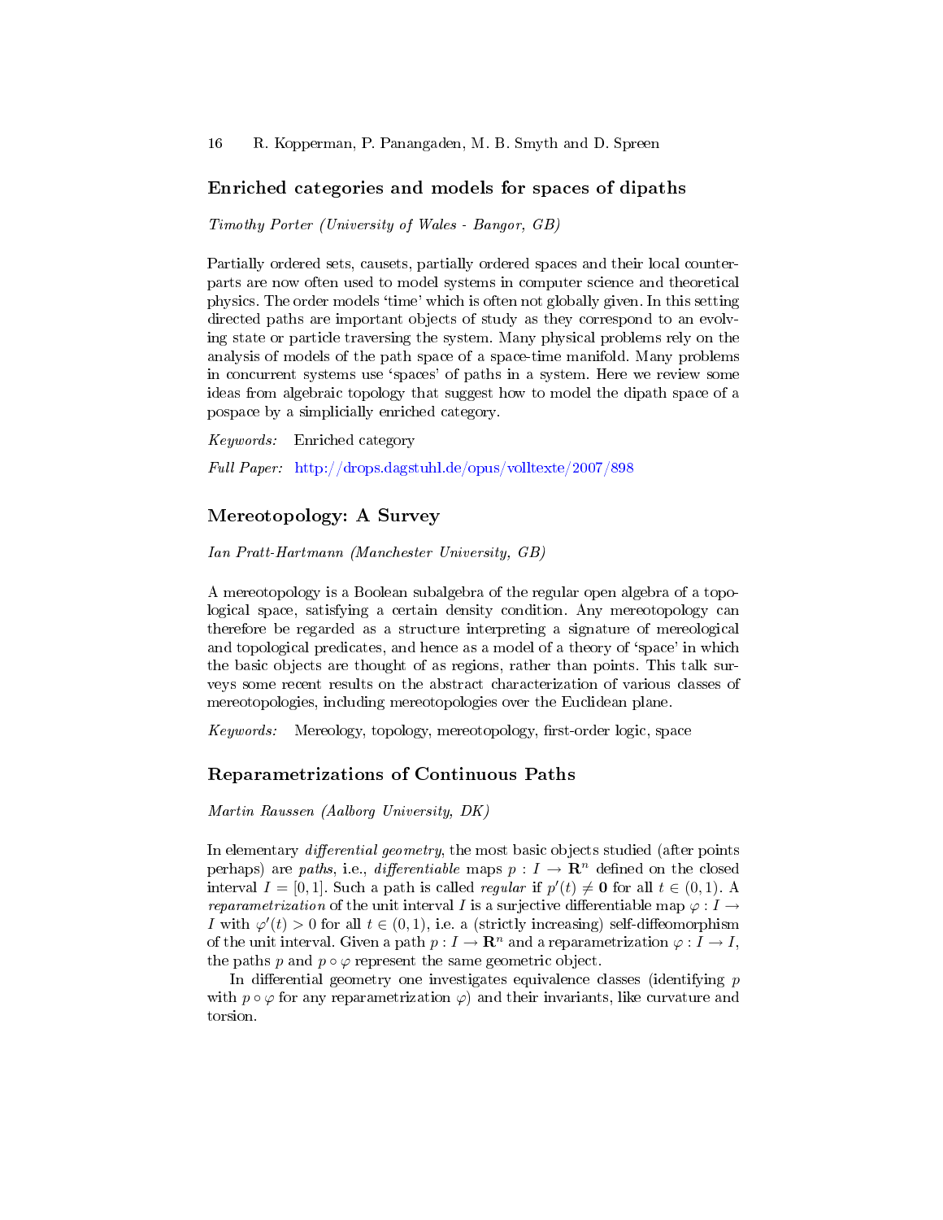## Enriched categories and models for spaces of dipaths

*Timothy Porter (University of Wales - Bangor, GB)*

Partially ordered sets, causets, partially ordered spaces and their local counterparts are now often used to model systems in computer science and theoretical physics. The order models 'time' which is often not globally given. In this setting directed paths are important objects of study as they correspond to an evolving state or particle traversing the system. Many physical problems rely on the analysis of models of the path space of a space-time manifold. Many problems in concurrent systems use 'spaces' of paths in a system. Here we review some ideas from algebraic topology that suggest how to model the dipath space of a pospace by a simplicially enriched category.

*Keywords:* Enriched category

*Full Paper:* http://drops.dagstuhl.de/opus/volltexte/2007/898

## Mereotopology: A Survey

*Ian Pratt-Hartmann (Manchester University, GB)*

A mereotopology is a Boolean subalgebra of the regular open algebra of a topological space, satisfying a certain density condition. Any mereotopology can therefore be regarded as a structure interpreting a signature of mereological and topological predicates, and hence as a model of a theory of 'space' in which the basic objects are thought of as regions, rather than points. This talk surveys some recent results on the abstract characterization of various classes of mereotopologies, including mereotopologies over the Euclidean plane.

*Keywords:* Mereology, topology, mereotopology, first-order logic, space

## Reparametrizations of Continuous Paths

*Martin Raussen (Aalborg University, DK)*

In elementary *differential geometry*, the most basic objects studied (after points perhaps) are *paths*, i.e., *differentiable* maps $p : I \to \mathbf{R}^n$ defined on the closed interval $I = [0, 1]$. Such a path is called *regular* if $p'(t) \neq \mathbf{0}$ for all $t \in (0, 1)$. A *reparametrization* of the unit interval $I$ is a surjective differentiable map $\varphi : I \to I$ with $\varphi'(t) > 0$ for all $t \in (0, 1)$, i.e. a (strictly increasing) self-diffeomorphism of the unit interval. Given a path $p : I \to \mathbf{R}^n$ and a reparametrization $\varphi : I \to I$, the paths $p$ and $p \circ \varphi$ represent the same geometric object.

In differential geometry one investigates equivalence classes (identifying $p$ with $p \circ \varphi$ for any reparametrization $\varphi$) and their invariants, like curvature and torsion.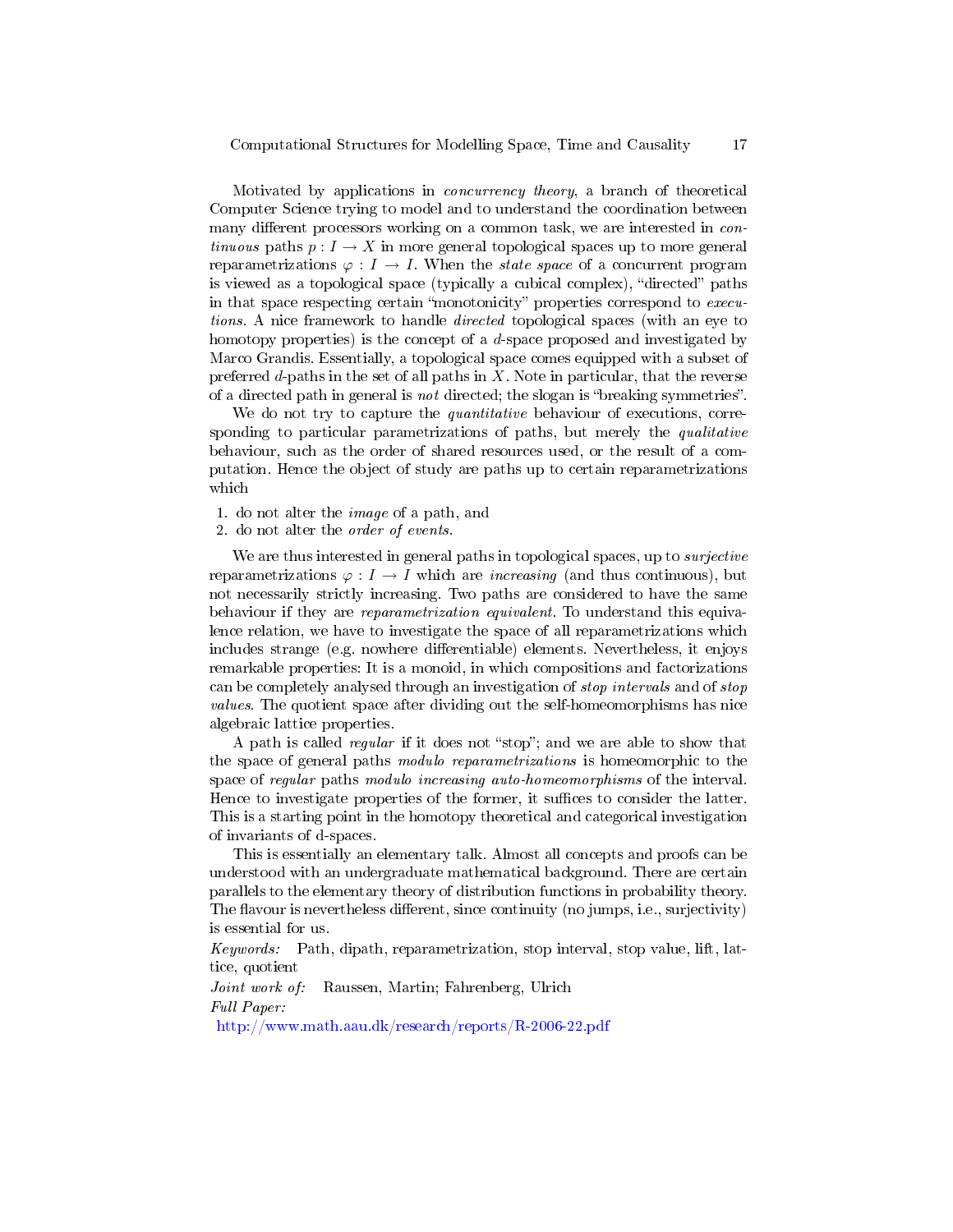Motivated by applications in *concurrency theory*, a branch of theoretical Computer Science trying to model and to understand the coordination between many different processors working on a common task, we are interested in *continuous* paths $p : I \to X$ in more general topological spaces up to more general reparametrizations $\varphi : I \to I$. When the *state space* of a concurrent program is viewed as a topological space (typically a cubical complex), "directed" paths in that space respecting certain "monotonicity" properties correspond to *executions*. A nice framework to handle *directed* topological spaces (with an eye to homotopy properties) is the concept of a $d$-space proposed and investigated by Marco Grandis. Essentially, a topological space comes equipped with a subset of preferred $d$-paths in the set of all paths in $X$. Note in particular, that the reverse of a directed path in general is *not* directed; the slogan is "breaking symmetries".

We do not try to capture the *quantitative* behaviour of executions, corresponding to particular parametrizations of paths, but merely the *qualitative* behaviour, such as the order of shared resources used, or the result of a computation. Hence the object of study are paths up to certain reparametrizations which

1. do not alter the *image* of a path, and
2. do not alter the *order of events*.

We are thus interested in general paths in topological spaces, up to *surjective* reparametrizations $\varphi : I \to I$ which are *increasing* (and thus continuous), but not necessarily strictly increasing. Two paths are considered to have the same behaviour if they are *reparametrization equivalent*. To understand this equivalence relation, we have to investigate the space of all reparametrizations which includes strange (e.g. nowhere differentiable) elements. Nevertheless, it enjoys remarkable properties: It is a monoid, in which compositions and factorizations can be completely analysed through an investigation of *stop intervals* and of *stop values*. The quotient space after dividing out the self-homeomorphisms has nice algebraic lattice properties.

A path is called *regular* if it does not "stop"; and we are able to show that the space of general paths *modulo reparametrizations* is homeomorphic to the space of *regular* paths *modulo increasing auto-homeomorphisms* of the interval. Hence to investigate properties of the former, it suffices to consider the latter. This is a starting point in the homotopy theoretical and categorical investigation of invariants of d-spaces.

This is essentially an elementary talk. Almost all concepts and proofs can be understood with an undergraduate mathematical background. There are certain parallels to the elementary theory of distribution functions in probability theory. The flavour is nevertheless different, since continuity (no jumps, i.e., surjectivity) is essential for us.

*Keywords:* Path, dipath, reparametrization, stop interval, stop value, lift, lattice, quotient

*Joint work of:* Raussen, Martin; Fahrenberg, Ulrich

*Full Paper:*
http://www.math.aau.dk/research/reports/R-2006-22.pdf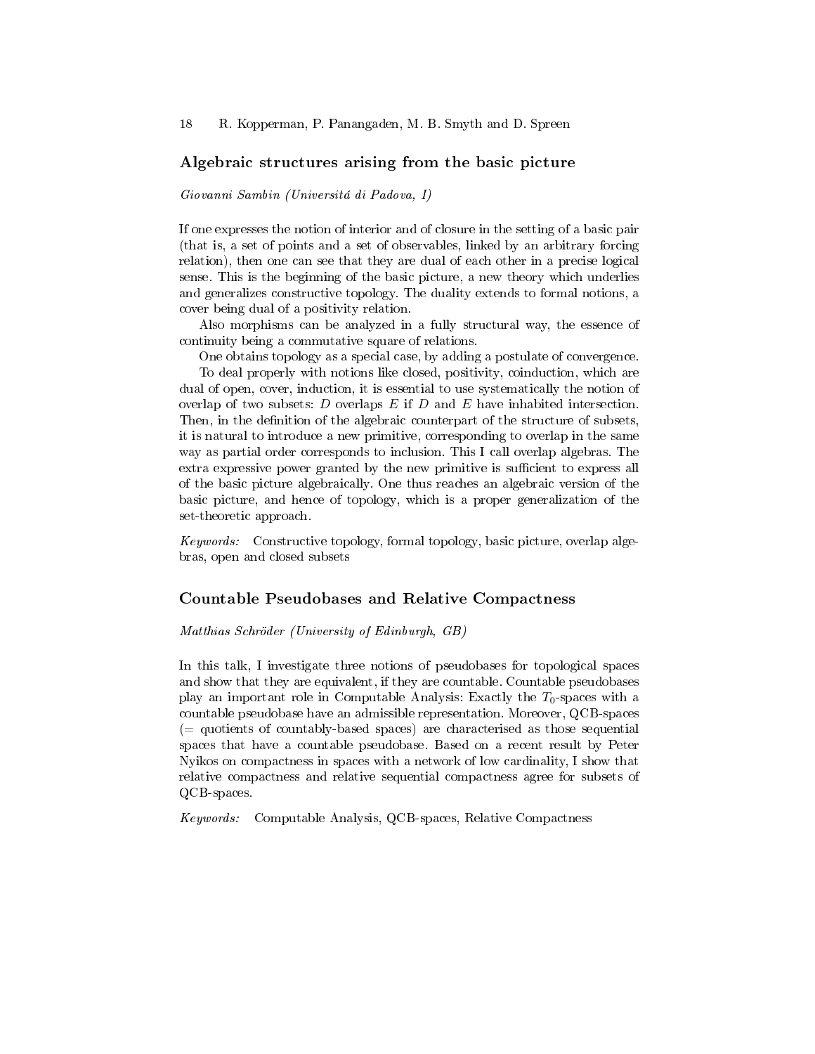## Algebraic structures arising from the basic picture

*Giovanni Sambin (Universitá di Padova, I)*

If one expresses the notion of interior and of closure in the setting of a basic pair (that is, a set of points and a set of observables, linked by an arbitrary forcing relation), then one can see that they are dual of each other in a precise logical sense. This is the beginning of the basic picture, a new theory which underlies and generalizes constructive topology. The duality extends to formal notions, a cover being dual of a positivity relation.

Also morphisms can be analyzed in a fully structural way, the essence of continuity being a commutative square of relations.

One obtains topology as a special case, by adding a postulate of convergence.

To deal properly with notions like closed, positivity, coinduction, which are dual of open, cover, induction, it is essential to use systematically the notion of overlap of two subsets: $D$ overlaps $E$ if $D$ and $E$ have inhabited intersection. Then, in the definition of the algebraic counterpart of the structure of subsets, it is natural to introduce a new primitive, corresponding to overlap in the same way as partial order corresponds to inclusion. This I call overlap algebras. The extra expressive power granted by the new primitive is sufficient to express all of the basic picture algebraically. One thus reaches an algebraic version of the basic picture, and hence of topology, which is a proper generalization of the set-theoretic approach.

*Keywords:* Constructive topology, formal topology, basic picture, overlap algebras, open and closed subsets

## Countable Pseudobases and Relative Compactness

*Matthias Schröder (University of Edinburgh, GB)*

In this talk, I investigate three notions of pseudobases for topological spaces and show that they are equivalent, if they are countable. Countable pseudobases play an important role in Computable Analysis: Exactly the $T_0$-spaces with a countable pseudobase have an admissible representation. Moreover, QCB-spaces (= quotients of countably-based spaces) are characterised as those sequential spaces that have a countable pseudobase. Based on a recent result by Peter Nyikos on compactness in spaces with a network of low cardinality, I show that relative compactness and relative sequential compactness agree for subsets of QCB-spaces.

*Keywords:* Computable Analysis, QCB-spaces, Relative Compactness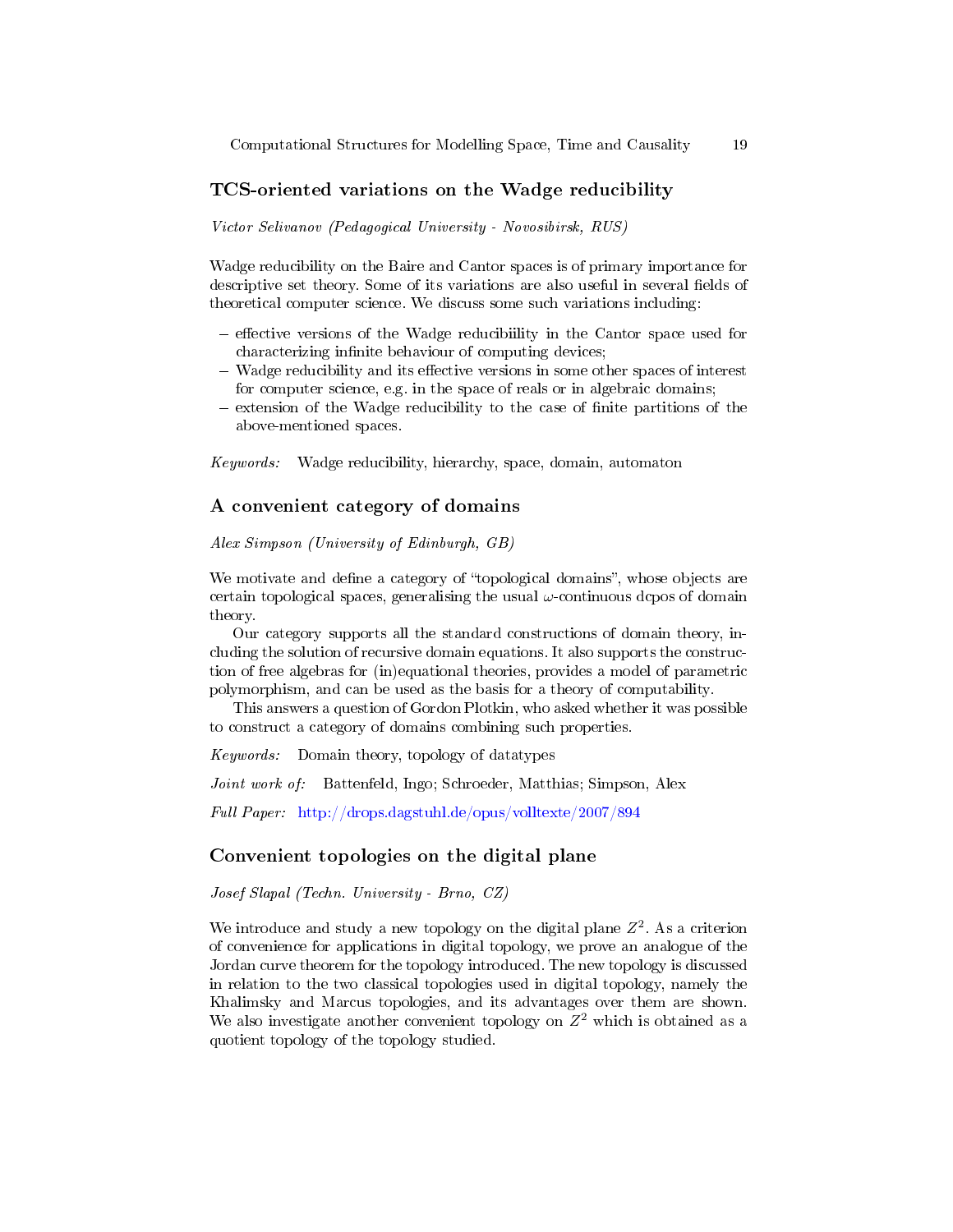## TCS-oriented variations on the Wadge reducibility

*Victor Selivanov (Pedagogical University - Novosibirsk, RUS)*

Wadge reducibility on the Baire and Cantor spaces is of primary importance for descriptive set theory. Some of its variations are also useful in several fields of theoretical computer science. We discuss some such variations including:

- effective versions of the Wadge reducibiility in the Cantor space used for characterizing infinite behaviour of computing devices;
- Wadge reducibility and its effective versions in some other spaces of interest for computer science, e.g. in the space of reals or in algebraic domains;
- extension of the Wadge reducibility to the case of finite partitions of the above-mentioned spaces.

*Keywords:* Wadge reducibility, hierarchy, space, domain, automaton

## A convenient category of domains

*Alex Simpson (University of Edinburgh, GB)*

We motivate and define a category of "topological domains", whose objects are certain topological spaces, generalising the usual $\omega$-continuous dcpos of domain theory.

Our category supports all the standard constructions of domain theory, including the solution of recursive domain equations. It also supports the construction of free algebras for (in)equational theories, provides a model of parametric polymorphism, and can be used as the basis for a theory of computability.

This answers a question of Gordon Plotkin, who asked whether it was possible to construct a category of domains combining such properties.

*Keywords:* Domain theory, topology of datatypes

*Joint work of:* Battenfeld, Ingo; Schroeder, Matthias; Simpson, Alex

*Full Paper:* http://drops.dagstuhl.de/opus/volltexte/2007/894

## Convenient topologies on the digital plane

*Josef Slapal (Techn. University - Brno, CZ)*

We introduce and study a new topology on the digital plane $Z^2$. As a criterion of convenience for applications in digital topology, we prove an analogue of the Jordan curve theorem for the topology introduced. The new topology is discussed in relation to the two classical topologies used in digital topology, namely the Khalimsky and Marcus topologies, and its advantages over them are shown. We also investigate another convenient topology on $Z^2$ which is obtained as a quotient topology of the topology studied.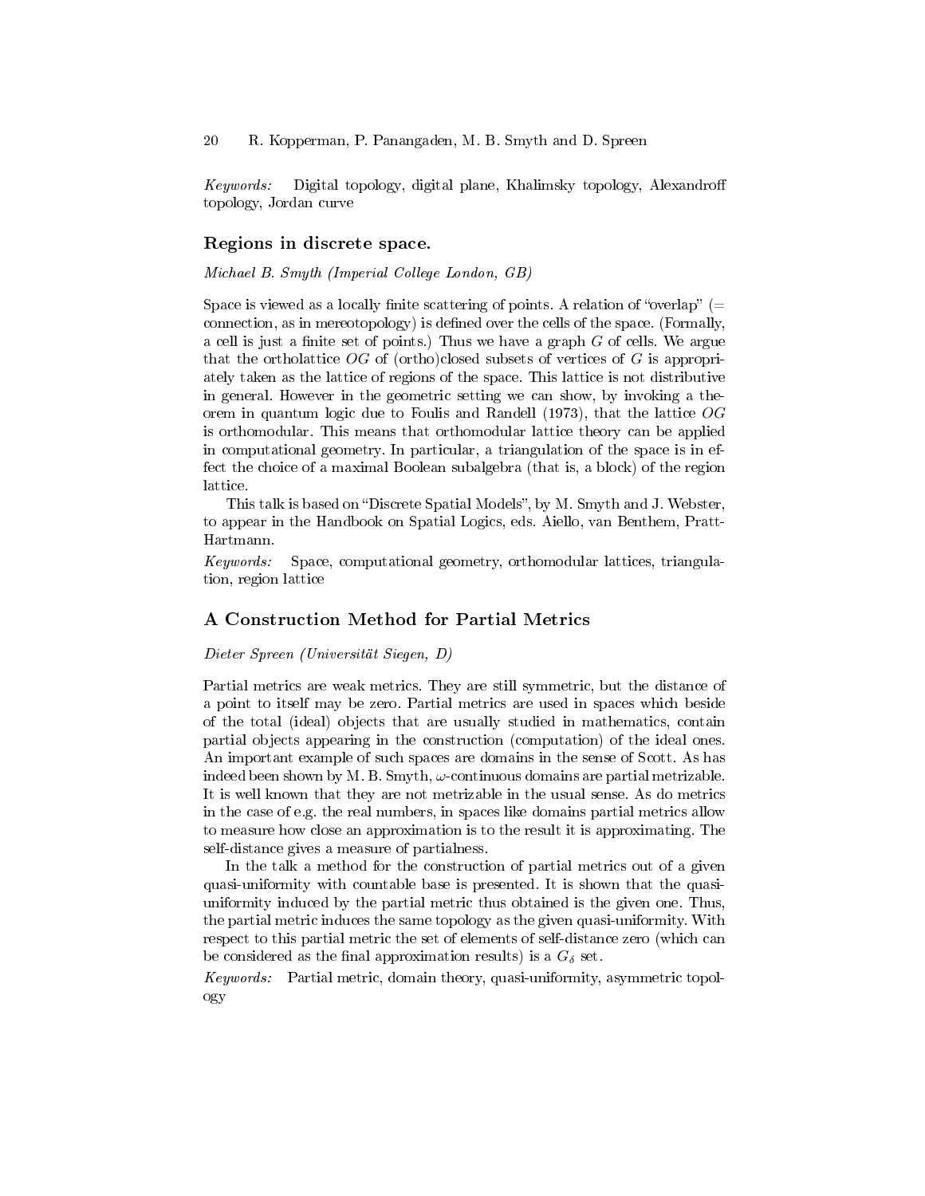*Keywords:* Digital topology, digital plane, Khalimsky topology, Alexandroff topology, Jordan curve

### Regions in discrete space.

*Michael B. Smyth (Imperial College London, GB)*

Space is viewed as a locally finite scattering of points. A relation of "overlap" (= connection, as in mereotopology) is defined over the cells of the space. (Formally, a cell is just a finite set of points.) Thus we have a graph $G$ of cells. We argue that the ortholattice $OG$ of (ortho)closed subsets of vertices of $G$ is appropriately taken as the lattice of regions of the space. This lattice is not distributive in general. However in the geometric setting we can show, by invoking a theorem in quantum logic due to Foulis and Randell (1973), that the lattice $OG$ is orthomodular. This means that orthomodular lattice theory can be applied in computational geometry. In particular, a triangulation of the space is in effect the choice of a maximal Boolean subalgebra (that is, a block) of the region lattice.

This talk is based on "Discrete Spatial Models", by M. Smyth and J. Webster, to appear in the Handbook on Spatial Logics, eds. Aiello, van Benthem, Pratt-Hartmann.

*Keywords:* Space, computational geometry, orthomodular lattices, triangulation, region lattice

## A Construction Method for Partial Metrics

*Dieter Spreen (Universität Siegen, D)*

Partial metrics are weak metrics. They are still symmetric, but the distance of a point to itself may be zero. Partial metrics are used in spaces which beside of the total (ideal) objects that are usually studied in mathematics, contain partial objects appearing in the construction (computation) of the ideal ones. An important example of such spaces are domains in the sense of Scott. As has indeed been shown by M. B. Smyth, $\omega$-continuous domains are partial metrizable. It is well known that they are not metrizable in the usual sense. As do metrics in the case of e.g. the real numbers, in spaces like domains partial metrics allow to measure how close an approximation is to the result it is approximating. The self-distance gives a measure of partialness.

In the talk a method for the construction of partial metrics out of a given quasi-uniformity with countable base is presented. It is shown that the quasi-uniformity induced by the partial metric thus obtained is the given one. Thus, the partial metric induces the same topology as the given quasi-uniformity. With respect to this partial metric the set of elements of self-distance zero (which can be considered as the final approximation results) is a $G_\delta$ set.

*Keywords:* Partial metric, domain theory, quasi-uniformity, asymmetric topology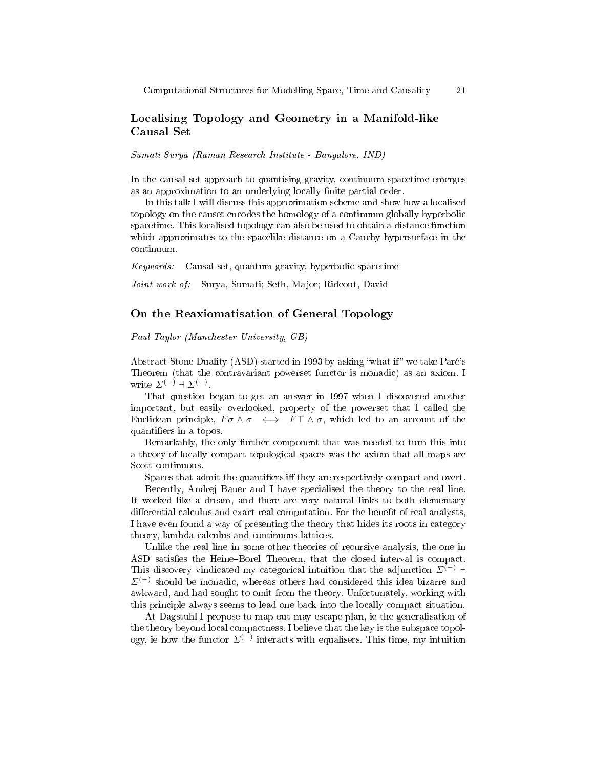## Localising Topology and Geometry in a Manifold-like Causal Set

*Sumati Surya (Raman Research Institute - Bangalore, IND)*

In the causal set approach to quantising gravity, continuum spacetime emerges as an approximation to an underlying locally finite partial order.

In this talk I will discuss this approximation scheme and show how a localised topology on the causet encodes the homology of a continuum globally hyperbolic spacetime. This localised topology can also be used to obtain a distance function which approximates to the spacelike distance on a Cauchy hypersurface in the continuum.

*Keywords:* Causal set, quantum gravity, hyperbolic spacetime

*Joint work of:* Surya, Sumati; Seth, Major; Rideout, David

## On the Reaxiomatisation of General Topology

*Paul Taylor (Manchester University, GB)*

Abstract Stone Duality (ASD) started in 1993 by asking "what if" we take Paré's Theorem (that the contravariant powerset functor is monadic) as an axiom. I write $\Sigma^{(-)} \dashv \Sigma^{(-)}$.

That question began to get an answer in 1997 when I discovered another important, but easily overlooked, property of the powerset that I called the Euclidean principle, $F\sigma \wedge \sigma \iff F\top \wedge \sigma$, which led to an account of the quantifiers in a topos.

Remarkably, the only further component that was needed to turn this into a theory of locally compact topological spaces was the axiom that all maps are Scott-continuous.

Spaces that admit the quantifiers iff they are respectively compact and overt.

Recently, Andrej Bauer and I have specialised the theory to the real line. It worked like a dream, and there are very natural links to both elementary differential calculus and exact real computation. For the benefit of real analysts, I have even found a way of presenting the theory that hides its roots in category theory, lambda calculus and continuous lattices.

Unlike the real line in some other theories of recursive analysis, the one in ASD satisfies the Heine–Borel Theorem, that the closed interval is compact. This discovery vindicated my categorical intuition that the adjunction $\Sigma^{(-)} \dashv \Sigma^{(-)}$ should be monadic, whereas others had considered this idea bizarre and awkward, and had sought to omit from the theory. Unfortunately, working with this principle always seems to lead one back into the locally compact situation.

At Dagstuhl I propose to map out may escape plan, ie the generalisation of the theory beyond local compactness. I believe that the key is the subspace topology, ie how the functor $\Sigma^{(-)}$ interacts with equalisers. This time, my intuition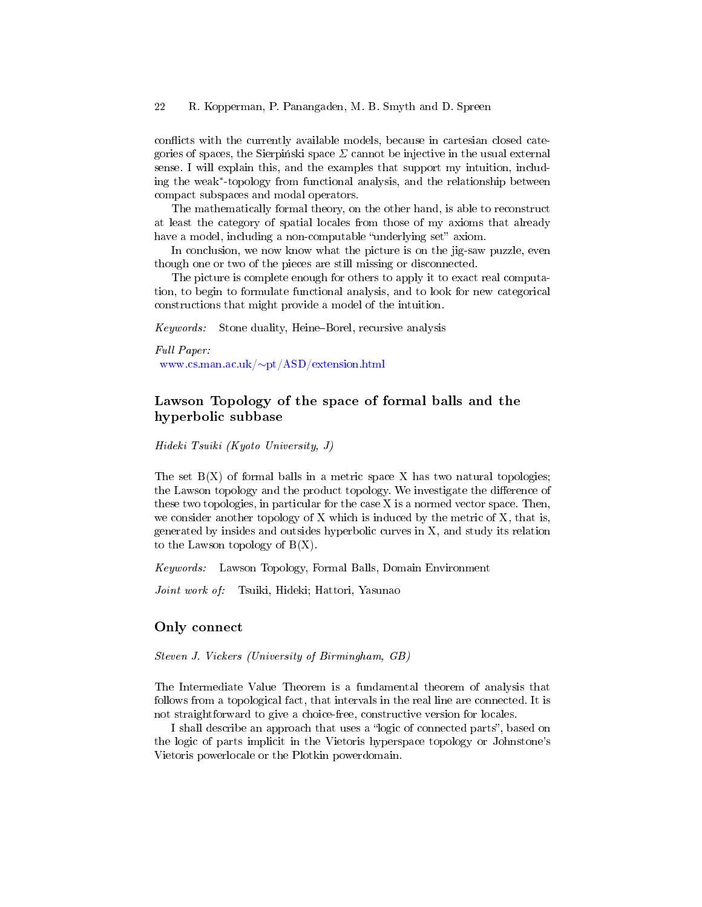conflicts with the currently available models, because in cartesian closed categories of spaces, the Sierpiński space $\Sigma$ cannot be injective in the usual external sense. I will explain this, and the examples that support my intuition, including the weak*-topology from functional analysis, and the relationship between compact subspaces and modal operators.

The mathematically formal theory, on the other hand, is able to reconstruct at least the category of spatial locales from those of my axioms that already have a model, including a non-computable "underlying set" axiom.

In conclusion, we now know what the picture is on the jig-saw puzzle, even though one or two of the pieces are still missing or disconnected.

The picture is complete enough for others to apply it to exact real computation, to begin to formulate functional analysis, and to look for new categorical constructions that might provide a model of the intuition.

*Keywords:* Stone duality, Heine–Borel, recursive analysis

*Full Paper:*
www.cs.man.ac.uk/~pt/ASD/extension.html

## Lawson Topology of the space of formal balls and the hyperbolic subbase

*Hideki Tsuiki (Kyoto University, J)*

The set B(X) of formal balls in a metric space X has two natural topologies; the Lawson topology and the product topology. We investigate the difference of these two topologies, in particular for the case X is a normed vector space. Then, we consider another topology of X which is induced by the metric of X, that is, generated by insides and outsides hyperbolic curves in X, and study its relation to the Lawson topology of B(X).

*Keywords:* Lawson Topology, Formal Balls, Domain Environment

*Joint work of:* Tsuiki, Hideki; Hattori, Yasunao

## Only connect

*Steven J. Vickers (University of Birmingham, GB)*

The Intermediate Value Theorem is a fundamental theorem of analysis that follows from a topological fact, that intervals in the real line are connected. It is not straightforward to give a choice-free, constructive version for locales.

I shall describe an approach that uses a "logic of connected parts", based on the logic of parts implicit in the Vietoris hyperspace topology or Johnstone's Vietoris powerlocale or the Plotkin powerdomain.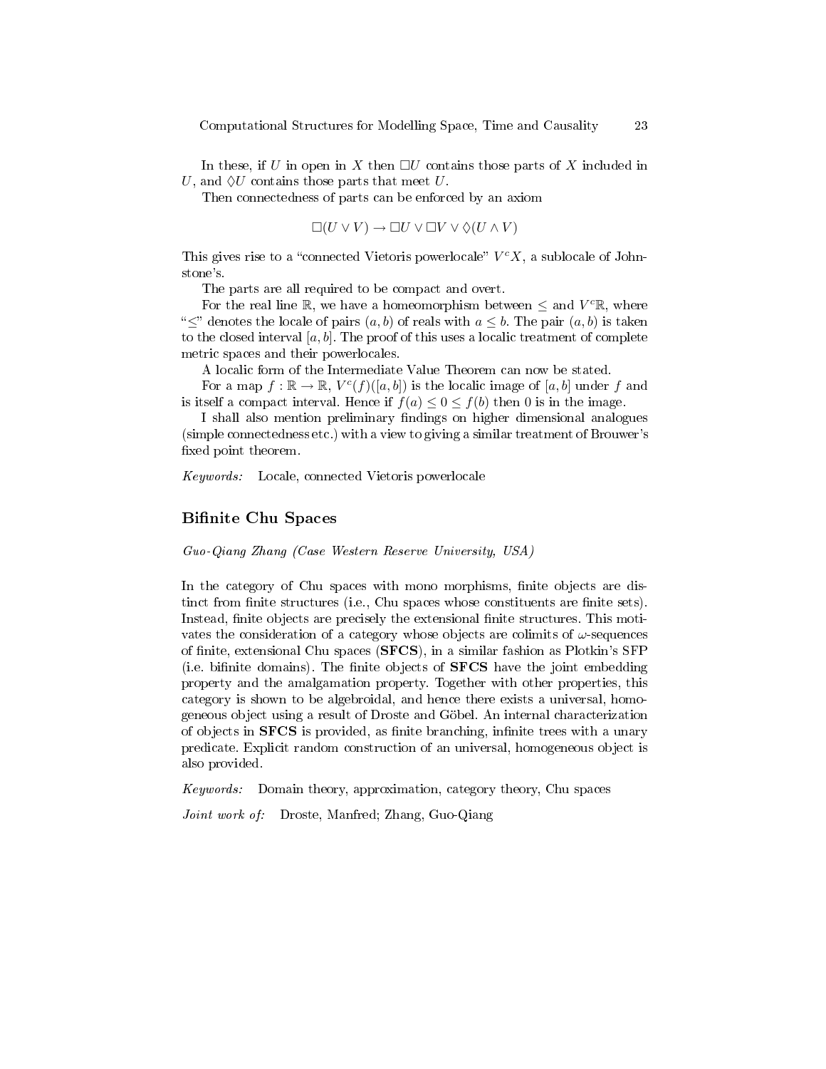In these, if $U$ in open in $X$ then $\Box U$ contains those parts of $X$ included in $U$, and $\Diamond U$ contains those parts that meet $U$.

Then connectedness of parts can be enforced by an axiom

$$\Box(U \vee V) \to \Box U \vee \Box V \vee \Diamond(U \wedge V)$$

This gives rise to a "connected Vietoris powerlocale" $V^c X$, a sublocale of Johnstone's.

The parts are all required to be compact and overt.

For the real line $\mathbb{R}$, we have a homeomorphism between $\leq$ and $V^c\mathbb{R}$, where "$\leq$" denotes the locale of pairs $(a, b)$ of reals with $a \leq b$. The pair $(a, b)$ is taken to the closed interval $[a, b]$. The proof of this uses a localic treatment of complete metric spaces and their powerlocales.

A localic form of the Intermediate Value Theorem can now be stated.

For a map $f : \mathbb{R} \to \mathbb{R}$, $V^c(f)([a, b])$ is the localic image of $[a, b]$ under $f$ and is itself a compact interval. Hence if $f(a) \leq 0 \leq f(b)$ then 0 is in the image.

I shall also mention preliminary findings on higher dimensional analogues (simple connectedness etc.) with a view to giving a similar treatment of Brouwer's fixed point theorem.

*Keywords:* Locale, connected Vietoris powerlocale

## Bifinite Chu Spaces

*Guo-Qiang Zhang (Case Western Reserve University, USA)*

In the category of Chu spaces with mono morphisms, finite objects are distinct from finite structures (i.e., Chu spaces whose constituents are finite sets). Instead, finite objects are precisely the extensional finite structures. This motivates the consideration of a category whose objects are colimits of $\omega$-sequences of finite, extensional Chu spaces (**SFCS**), in a similar fashion as Plotkin's SFP (i.e. bifinite domains). The finite objects of **SFCS** have the joint embedding property and the amalgamation property. Together with other properties, this category is shown to be algebroidal, and hence there exists a universal, homogeneous object using a result of Droste and Göbel. An internal characterization of objects in **SFCS** is provided, as finite branching, infinite trees with a unary predicate. Explicit random construction of an universal, homogeneous object is also provided.

*Keywords:* Domain theory, approximation, category theory, Chu spaces

*Joint work of:* Droste, Manfred; Zhang, Guo-Qiang